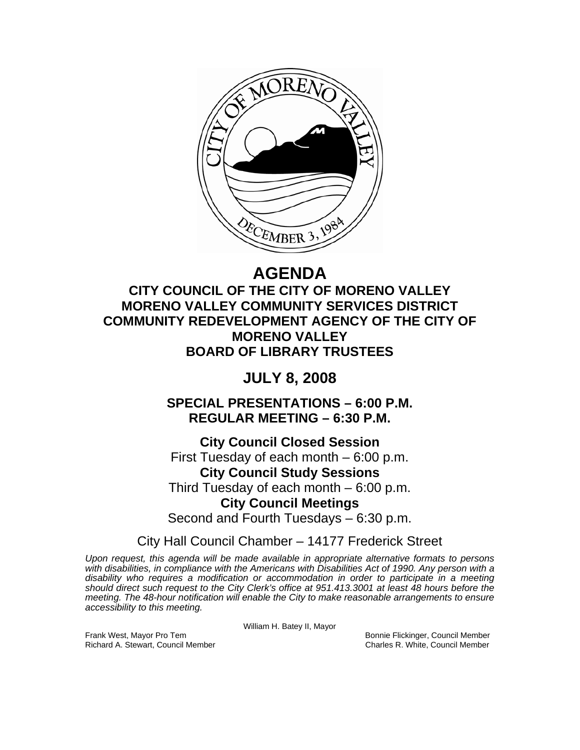# AGENDA

## CITY COUNCIL OF THE CITY OF MORENO VALLEY
## MORENO VALLEY COMMUNITY SERVICES DISTRICT
## COMMUNITY REDEVELOPMENT AGENCY OF THE CITY OF MORENO VALLEY
## BOARD OF LIBRARY TRUSTEES

## JULY 8, 2008

### SPECIAL PRESENTATIONS – 6:00 P.M.
### REGULAR MEETING – 6:30 P.M.

**City Council Closed Session**
First Tuesday of each month – 6:00 p.m.

**City Council Study Sessions**
Third Tuesday of each month – 6:00 p.m.

**City Council Meetings**
Second and Fourth Tuesdays – 6:30 p.m.

City Hall Council Chamber – 14177 Frederick Street

*Upon request, this agenda will be made available in appropriate alternative formats to persons with disabilities, in compliance with the Americans with Disabilities Act of 1990. Any person with a disability who requires a modification or accommodation in order to participate in a meeting should direct such request to the City Clerk's office at 951.413.3001 at least 48 hours before the meeting. The 48-hour notification will enable the City to make reasonable arrangements to ensure accessibility to this meeting.*

William H. Batey II, Mayor

Frank West, Mayor Pro Tem
Richard A. Stewart, Council Member
Bonnie Flickinger, Council Member
Charles R. White, Council Member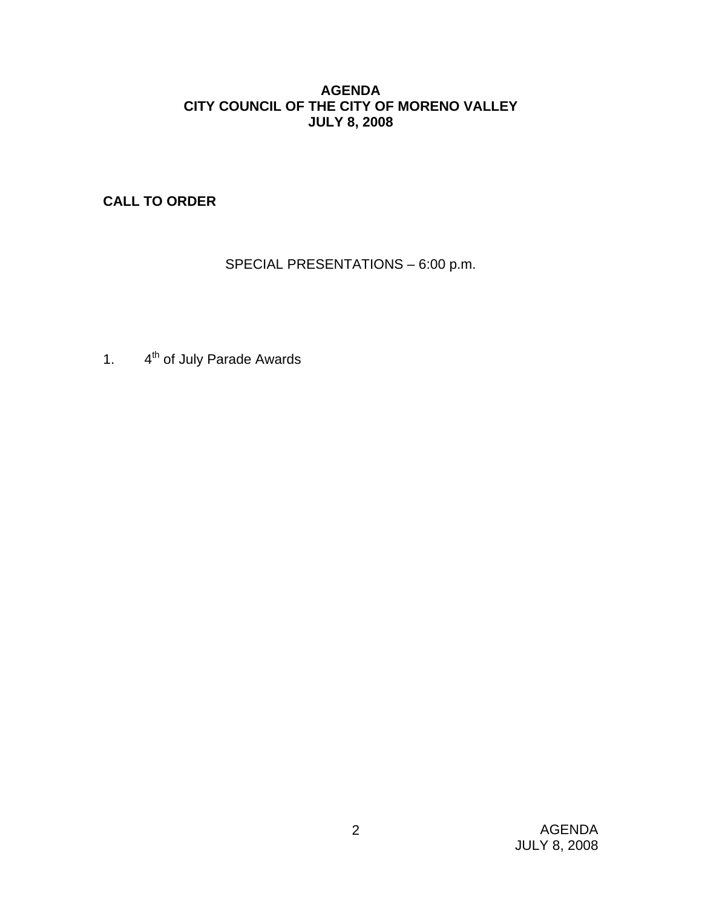**AGENDA**
**CITY COUNCIL OF THE CITY OF MORENO VALLEY**
**JULY 8, 2008**

**CALL TO ORDER**

SPECIAL PRESENTATIONS – 6:00 p.m.

1. 4th of July Parade Awards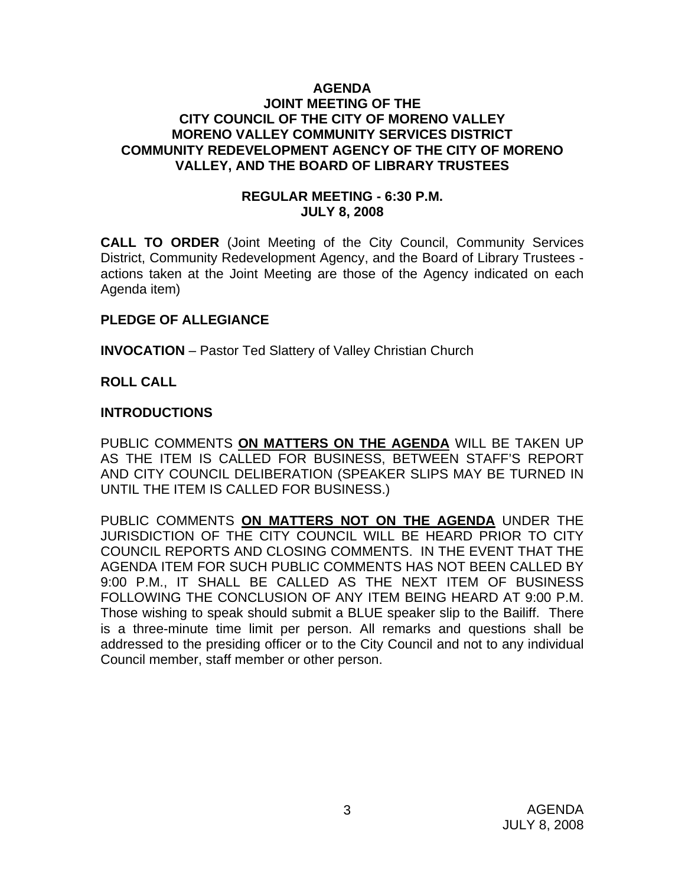**AGENDA**
**JOINT MEETING OF THE**
**CITY COUNCIL OF THE CITY OF MORENO VALLEY**
**MORENO VALLEY COMMUNITY SERVICES DISTRICT**
**COMMUNITY REDEVELOPMENT AGENCY OF THE CITY OF MORENO VALLEY, AND THE BOARD OF LIBRARY TRUSTEES**

**REGULAR MEETING - 6:30 P.M.**
**JULY 8, 2008**

**CALL TO ORDER** (Joint Meeting of the City Council, Community Services District, Community Redevelopment Agency, and the Board of Library Trustees - actions taken at the Joint Meeting are those of the Agency indicated on each Agenda item)

**PLEDGE OF ALLEGIANCE**

**INVOCATION** – Pastor Ted Slattery of Valley Christian Church

**ROLL CALL**

**INTRODUCTIONS**

PUBLIC COMMENTS **ON MATTERS ON THE AGENDA** WILL BE TAKEN UP AS THE ITEM IS CALLED FOR BUSINESS, BETWEEN STAFF'S REPORT AND CITY COUNCIL DELIBERATION (SPEAKER SLIPS MAY BE TURNED IN UNTIL THE ITEM IS CALLED FOR BUSINESS.)

PUBLIC COMMENTS **ON MATTERS NOT ON THE AGENDA** UNDER THE JURISDICTION OF THE CITY COUNCIL WILL BE HEARD PRIOR TO CITY COUNCIL REPORTS AND CLOSING COMMENTS. IN THE EVENT THAT THE AGENDA ITEM FOR SUCH PUBLIC COMMENTS HAS NOT BEEN CALLED BY 9:00 P.M., IT SHALL BE CALLED AS THE NEXT ITEM OF BUSINESS FOLLOWING THE CONCLUSION OF ANY ITEM BEING HEARD AT 9:00 P.M. Those wishing to speak should submit a BLUE speaker slip to the Bailiff. There is a three-minute time limit per person. All remarks and questions shall be addressed to the presiding officer or to the City Council and not to any individual Council member, staff member or other person.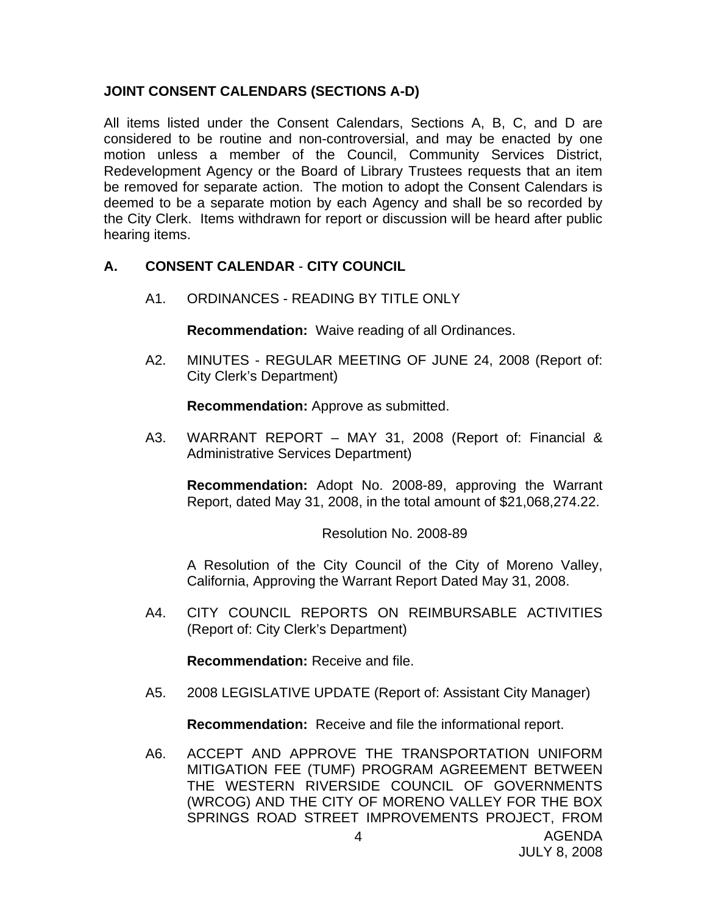**JOINT CONSENT CALENDARS (SECTIONS A-D)**

All items listed under the Consent Calendars, Sections A, B, C, and D are considered to be routine and non-controversial, and may be enacted by one motion unless a member of the Council, Community Services District, Redevelopment Agency or the Board of Library Trustees requests that an item be removed for separate action. The motion to adopt the Consent Calendars is deemed to be a separate motion by each Agency and shall be so recorded by the City Clerk. Items withdrawn for report or discussion will be heard after public hearing items.

**A. CONSENT CALENDAR - CITY COUNCIL**

A1. ORDINANCES - READING BY TITLE ONLY

**Recommendation:** Waive reading of all Ordinances.

A2. MINUTES - REGULAR MEETING OF JUNE 24, 2008 (Report of: City Clerk's Department)

**Recommendation:** Approve as submitted.

A3. WARRANT REPORT – MAY 31, 2008 (Report of: Financial & Administrative Services Department)

**Recommendation:** Adopt No. 2008-89, approving the Warrant Report, dated May 31, 2008, in the total amount of $21,068,274.22.

Resolution No. 2008-89

A Resolution of the City Council of the City of Moreno Valley, California, Approving the Warrant Report Dated May 31, 2008.

A4. CITY COUNCIL REPORTS ON REIMBURSABLE ACTIVITIES (Report of: City Clerk's Department)

**Recommendation:** Receive and file.

A5. 2008 LEGISLATIVE UPDATE (Report of: Assistant City Manager)

**Recommendation:** Receive and file the informational report.

A6. ACCEPT AND APPROVE THE TRANSPORTATION UNIFORM MITIGATION FEE (TUMF) PROGRAM AGREEMENT BETWEEN THE WESTERN RIVERSIDE COUNCIL OF GOVERNMENTS (WRCOG) AND THE CITY OF MORENO VALLEY FOR THE BOX SPRINGS ROAD STREET IMPROVEMENTS PROJECT, FROM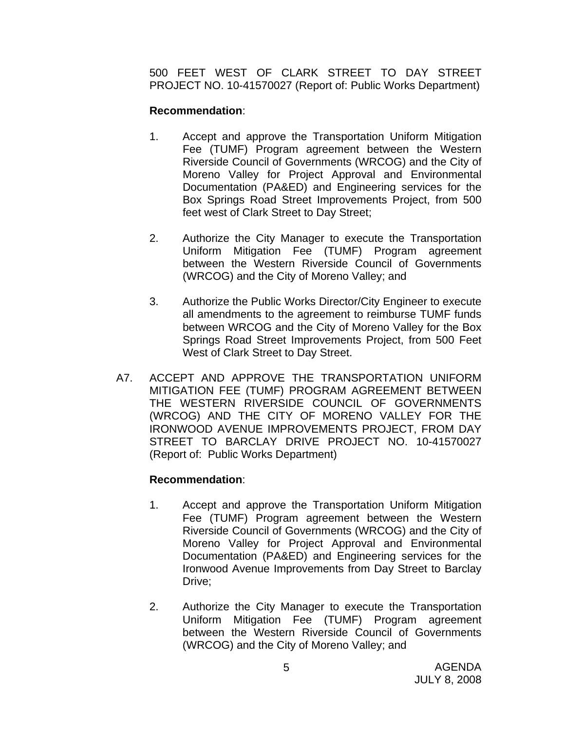500 FEET WEST OF CLARK STREET TO DAY STREET PROJECT NO. 10-41570027 (Report of: Public Works Department)

**Recommendation**:

1. Accept and approve the Transportation Uniform Mitigation Fee (TUMF) Program agreement between the Western Riverside Council of Governments (WRCOG) and the City of Moreno Valley for Project Approval and Environmental Documentation (PA&ED) and Engineering services for the Box Springs Road Street Improvements Project, from 500 feet west of Clark Street to Day Street;

2. Authorize the City Manager to execute the Transportation Uniform Mitigation Fee (TUMF) Program agreement between the Western Riverside Council of Governments (WRCOG) and the City of Moreno Valley; and

3. Authorize the Public Works Director/City Engineer to execute all amendments to the agreement to reimburse TUMF funds between WRCOG and the City of Moreno Valley for the Box Springs Road Street Improvements Project, from 500 Feet West of Clark Street to Day Street.

A7. ACCEPT AND APPROVE THE TRANSPORTATION UNIFORM MITIGATION FEE (TUMF) PROGRAM AGREEMENT BETWEEN THE WESTERN RIVERSIDE COUNCIL OF GOVERNMENTS (WRCOG) AND THE CITY OF MORENO VALLEY FOR THE IRONWOOD AVENUE IMPROVEMENTS PROJECT, FROM DAY STREET TO BARCLAY DRIVE PROJECT NO. 10-41570027 (Report of: Public Works Department)

**Recommendation**:

1. Accept and approve the Transportation Uniform Mitigation Fee (TUMF) Program agreement between the Western Riverside Council of Governments (WRCOG) and the City of Moreno Valley for Project Approval and Environmental Documentation (PA&ED) and Engineering services for the Ironwood Avenue Improvements from Day Street to Barclay Drive;

2. Authorize the City Manager to execute the Transportation Uniform Mitigation Fee (TUMF) Program agreement between the Western Riverside Council of Governments (WRCOG) and the City of Moreno Valley; and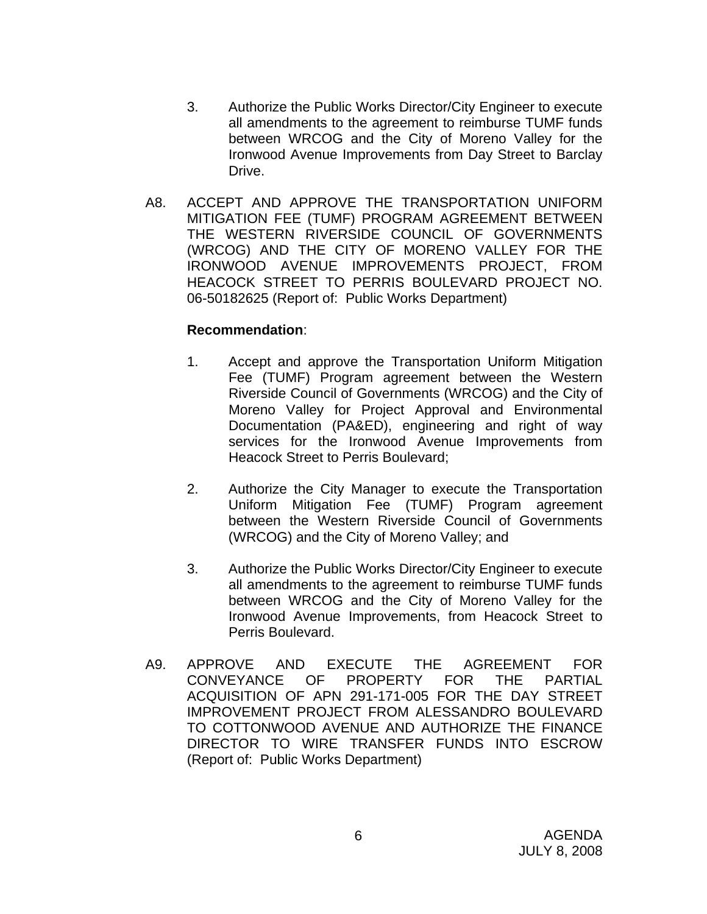3. Authorize the Public Works Director/City Engineer to execute all amendments to the agreement to reimburse TUMF funds between WRCOG and the City of Moreno Valley for the Ironwood Avenue Improvements from Day Street to Barclay Drive.

A8. ACCEPT AND APPROVE THE TRANSPORTATION UNIFORM MITIGATION FEE (TUMF) PROGRAM AGREEMENT BETWEEN THE WESTERN RIVERSIDE COUNCIL OF GOVERNMENTS (WRCOG) AND THE CITY OF MORENO VALLEY FOR THE IRONWOOD AVENUE IMPROVEMENTS PROJECT, FROM HEACOCK STREET TO PERRIS BOULEVARD PROJECT NO. 06-50182625 (Report of: Public Works Department)

**Recommendation**:

1. Accept and approve the Transportation Uniform Mitigation Fee (TUMF) Program agreement between the Western Riverside Council of Governments (WRCOG) and the City of Moreno Valley for Project Approval and Environmental Documentation (PA&ED), engineering and right of way services for the Ironwood Avenue Improvements from Heacock Street to Perris Boulevard;

2. Authorize the City Manager to execute the Transportation Uniform Mitigation Fee (TUMF) Program agreement between the Western Riverside Council of Governments (WRCOG) and the City of Moreno Valley; and

3. Authorize the Public Works Director/City Engineer to execute all amendments to the agreement to reimburse TUMF funds between WRCOG and the City of Moreno Valley for the Ironwood Avenue Improvements, from Heacock Street to Perris Boulevard.

A9. APPROVE AND EXECUTE THE AGREEMENT FOR CONVEYANCE OF PROPERTY FOR THE PARTIAL ACQUISITION OF APN 291-171-005 FOR THE DAY STREET IMPROVEMENT PROJECT FROM ALESSANDRO BOULEVARD TO COTTONWOOD AVENUE AND AUTHORIZE THE FINANCE DIRECTOR TO WIRE TRANSFER FUNDS INTO ESCROW (Report of: Public Works Department)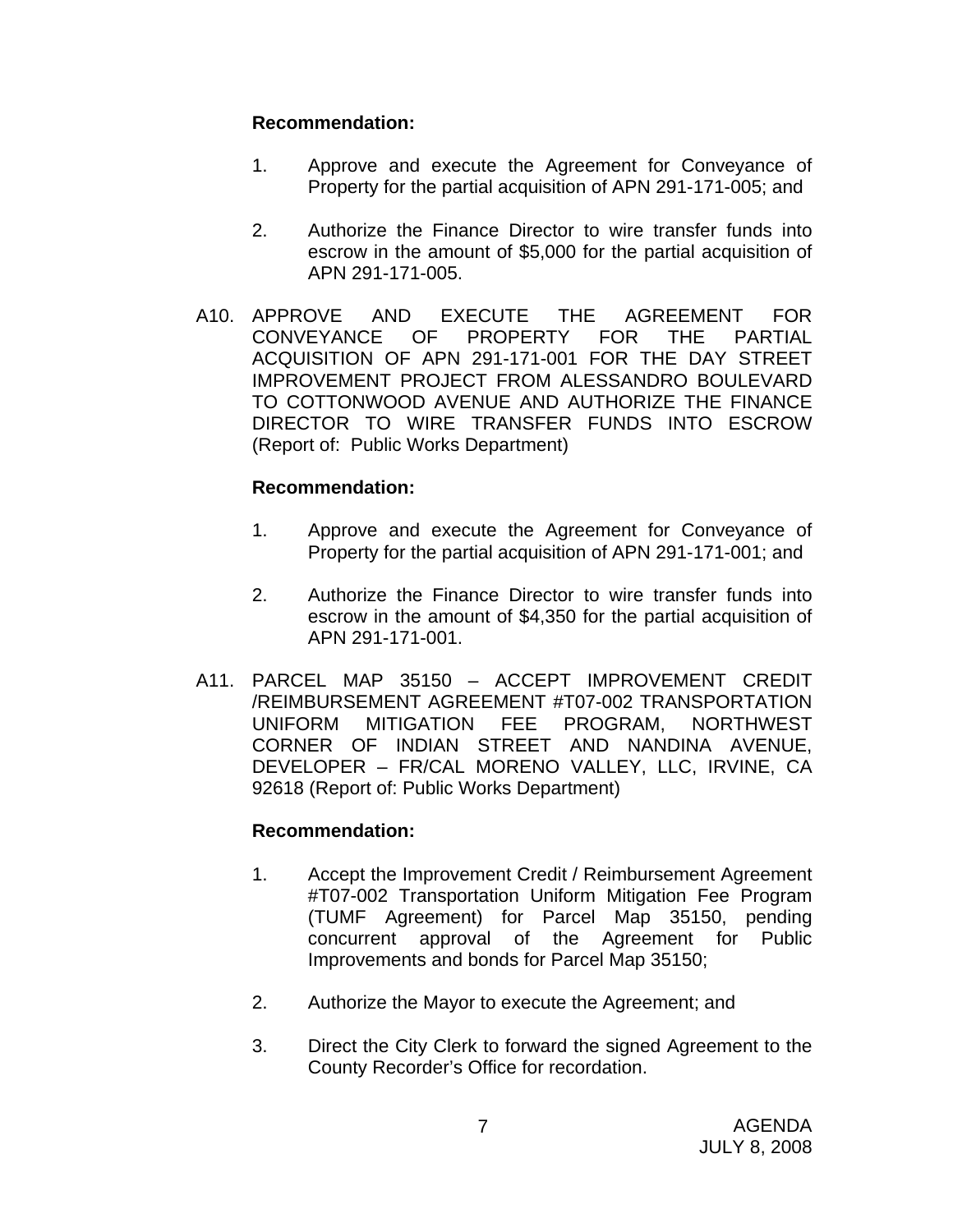**Recommendation:**

1. Approve and execute the Agreement for Conveyance of Property for the partial acquisition of APN 291-171-005; and

2. Authorize the Finance Director to wire transfer funds into escrow in the amount of $5,000 for the partial acquisition of APN 291-171-005.

A10. APPROVE AND EXECUTE THE AGREEMENT FOR CONVEYANCE OF PROPERTY FOR THE PARTIAL ACQUISITION OF APN 291-171-001 FOR THE DAY STREET IMPROVEMENT PROJECT FROM ALESSANDRO BOULEVARD TO COTTONWOOD AVENUE AND AUTHORIZE THE FINANCE DIRECTOR TO WIRE TRANSFER FUNDS INTO ESCROW (Report of: Public Works Department)

**Recommendation:**

1. Approve and execute the Agreement for Conveyance of Property for the partial acquisition of APN 291-171-001; and

2. Authorize the Finance Director to wire transfer funds into escrow in the amount of $4,350 for the partial acquisition of APN 291-171-001.

A11. PARCEL MAP 35150 – ACCEPT IMPROVEMENT CREDIT /REIMBURSEMENT AGREEMENT #T07-002 TRANSPORTATION UNIFORM MITIGATION FEE PROGRAM, NORTHWEST CORNER OF INDIAN STREET AND NANDINA AVENUE, DEVELOPER – FR/CAL MORENO VALLEY, LLC, IRVINE, CA 92618 (Report of: Public Works Department)

**Recommendation:**

1. Accept the Improvement Credit / Reimbursement Agreement #T07-002 Transportation Uniform Mitigation Fee Program (TUMF Agreement) for Parcel Map 35150, pending concurrent approval of the Agreement for Public Improvements and bonds for Parcel Map 35150;

2. Authorize the Mayor to execute the Agreement; and

3. Direct the City Clerk to forward the signed Agreement to the County Recorder's Office for recordation.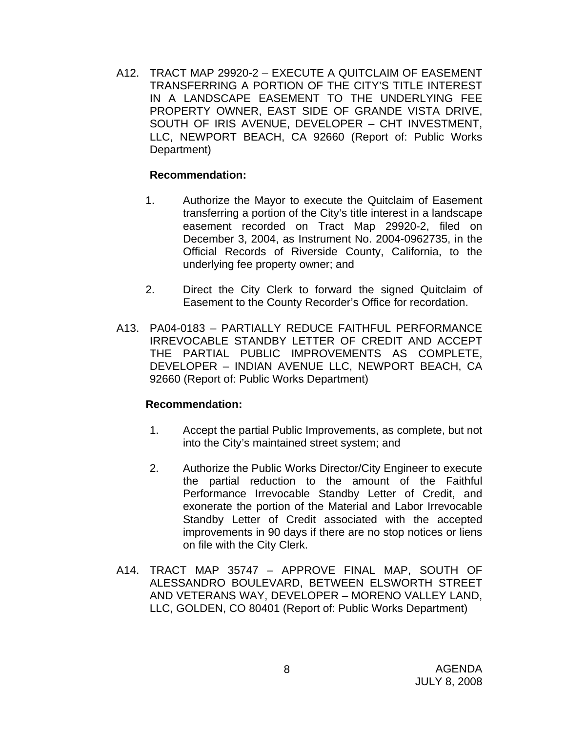A12. TRACT MAP 29920-2 – EXECUTE A QUITCLAIM OF EASEMENT TRANSFERRING A PORTION OF THE CITY'S TITLE INTEREST IN A LANDSCAPE EASEMENT TO THE UNDERLYING FEE PROPERTY OWNER, EAST SIDE OF GRANDE VISTA DRIVE, SOUTH OF IRIS AVENUE, DEVELOPER – CHT INVESTMENT, LLC, NEWPORT BEACH, CA 92660 (Report of: Public Works Department)

**Recommendation:**

1. Authorize the Mayor to execute the Quitclaim of Easement transferring a portion of the City's title interest in a landscape easement recorded on Tract Map 29920-2, filed on December 3, 2004, as Instrument No. 2004-0962735, in the Official Records of Riverside County, California, to the underlying fee property owner; and

2. Direct the City Clerk to forward the signed Quitclaim of Easement to the County Recorder's Office for recordation.

A13. PA04-0183 – PARTIALLY REDUCE FAITHFUL PERFORMANCE IRREVOCABLE STANDBY LETTER OF CREDIT AND ACCEPT THE PARTIAL PUBLIC IMPROVEMENTS AS COMPLETE, DEVELOPER – INDIAN AVENUE LLC, NEWPORT BEACH, CA 92660 (Report of: Public Works Department)

**Recommendation:**

1. Accept the partial Public Improvements, as complete, but not into the City's maintained street system; and

2. Authorize the Public Works Director/City Engineer to execute the partial reduction to the amount of the Faithful Performance Irrevocable Standby Letter of Credit, and exonerate the portion of the Material and Labor Irrevocable Standby Letter of Credit associated with the accepted improvements in 90 days if there are no stop notices or liens on file with the City Clerk.

A14. TRACT MAP 35747 – APPROVE FINAL MAP, SOUTH OF ALESSANDRO BOULEVARD, BETWEEN ELSWORTH STREET AND VETERANS WAY, DEVELOPER – MORENO VALLEY LAND, LLC, GOLDEN, CO 80401 (Report of: Public Works Department)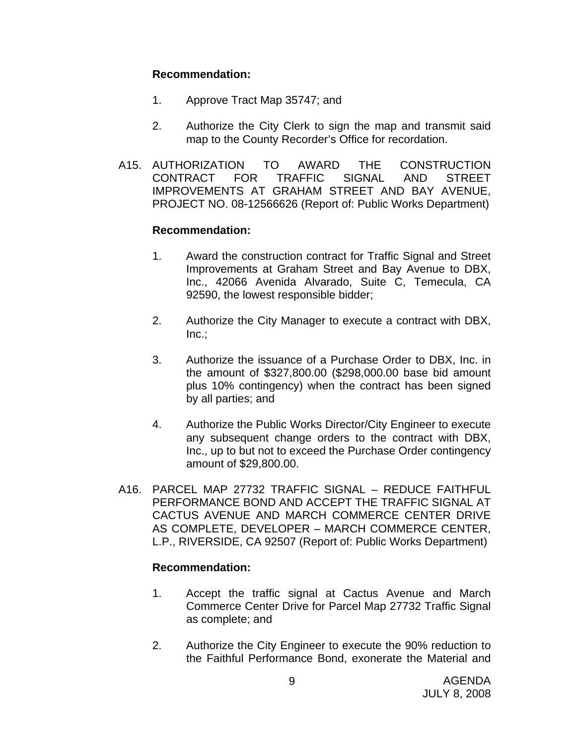**Recommendation:**

1. Approve Tract Map 35747; and

2. Authorize the City Clerk to sign the map and transmit said map to the County Recorder's Office for recordation.

A15. AUTHORIZATION TO AWARD THE CONSTRUCTION CONTRACT FOR TRAFFIC SIGNAL AND STREET IMPROVEMENTS AT GRAHAM STREET AND BAY AVENUE, PROJECT NO. 08-12566626 (Report of: Public Works Department)

**Recommendation:**

1. Award the construction contract for Traffic Signal and Street Improvements at Graham Street and Bay Avenue to DBX, Inc., 42066 Avenida Alvarado, Suite C, Temecula, CA 92590, the lowest responsible bidder;

2. Authorize the City Manager to execute a contract with DBX, Inc.;

3. Authorize the issuance of a Purchase Order to DBX, Inc. in the amount of $327,800.00 ($298,000.00 base bid amount plus 10% contingency) when the contract has been signed by all parties; and

4. Authorize the Public Works Director/City Engineer to execute any subsequent change orders to the contract with DBX, Inc., up to but not to exceed the Purchase Order contingency amount of $29,800.00.

A16. PARCEL MAP 27732 TRAFFIC SIGNAL – REDUCE FAITHFUL PERFORMANCE BOND AND ACCEPT THE TRAFFIC SIGNAL AT CACTUS AVENUE AND MARCH COMMERCE CENTER DRIVE AS COMPLETE, DEVELOPER – MARCH COMMERCE CENTER, L.P., RIVERSIDE, CA 92507 (Report of: Public Works Department)

**Recommendation:**

1. Accept the traffic signal at Cactus Avenue and March Commerce Center Drive for Parcel Map 27732 Traffic Signal as complete; and

2. Authorize the City Engineer to execute the 90% reduction to the Faithful Performance Bond, exonerate the Material and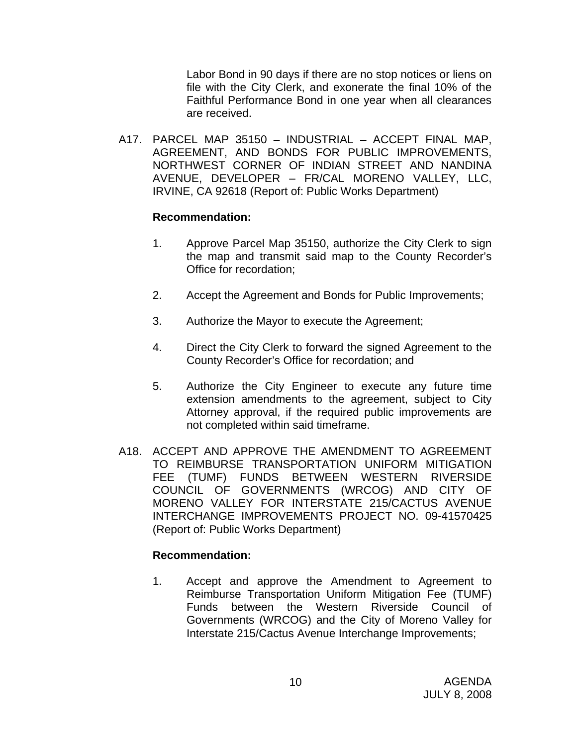Labor Bond in 90 days if there are no stop notices or liens on file with the City Clerk, and exonerate the final 10% of the Faithful Performance Bond in one year when all clearances are received.

A17. PARCEL MAP 35150 – INDUSTRIAL – ACCEPT FINAL MAP, AGREEMENT, AND BONDS FOR PUBLIC IMPROVEMENTS, NORTHWEST CORNER OF INDIAN STREET AND NANDINA AVENUE, DEVELOPER – FR/CAL MORENO VALLEY, LLC, IRVINE, CA 92618 (Report of: Public Works Department)

**Recommendation:**

1. Approve Parcel Map 35150, authorize the City Clerk to sign the map and transmit said map to the County Recorder's Office for recordation;

2. Accept the Agreement and Bonds for Public Improvements;

3. Authorize the Mayor to execute the Agreement;

4. Direct the City Clerk to forward the signed Agreement to the County Recorder's Office for recordation; and

5. Authorize the City Engineer to execute any future time extension amendments to the agreement, subject to City Attorney approval, if the required public improvements are not completed within said timeframe.

A18. ACCEPT AND APPROVE THE AMENDMENT TO AGREEMENT TO REIMBURSE TRANSPORTATION UNIFORM MITIGATION FEE (TUMF) FUNDS BETWEEN WESTERN RIVERSIDE COUNCIL OF GOVERNMENTS (WRCOG) AND CITY OF MORENO VALLEY FOR INTERSTATE 215/CACTUS AVENUE INTERCHANGE IMPROVEMENTS PROJECT NO. 09-41570425 (Report of: Public Works Department)

**Recommendation:**

1. Accept and approve the Amendment to Agreement to Reimburse Transportation Uniform Mitigation Fee (TUMF) Funds between the Western Riverside Council of Governments (WRCOG) and the City of Moreno Valley for Interstate 215/Cactus Avenue Interchange Improvements;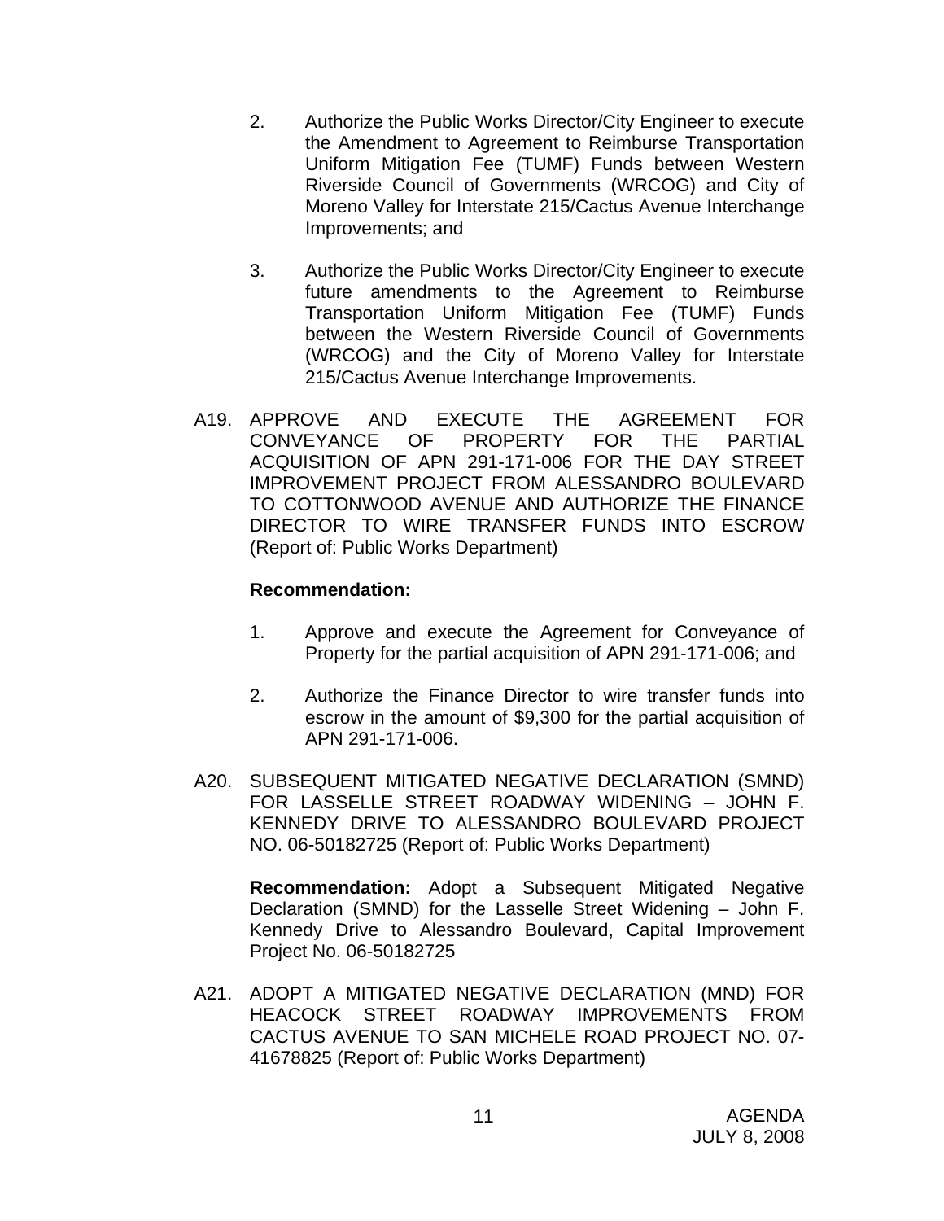2. Authorize the Public Works Director/City Engineer to execute the Amendment to Agreement to Reimburse Transportation Uniform Mitigation Fee (TUMF) Funds between Western Riverside Council of Governments (WRCOG) and City of Moreno Valley for Interstate 215/Cactus Avenue Interchange Improvements; and

3. Authorize the Public Works Director/City Engineer to execute future amendments to the Agreement to Reimburse Transportation Uniform Mitigation Fee (TUMF) Funds between the Western Riverside Council of Governments (WRCOG) and the City of Moreno Valley for Interstate 215/Cactus Avenue Interchange Improvements.

A19. APPROVE AND EXECUTE THE AGREEMENT FOR CONVEYANCE OF PROPERTY FOR THE PARTIAL ACQUISITION OF APN 291-171-006 FOR THE DAY STREET IMPROVEMENT PROJECT FROM ALESSANDRO BOULEVARD TO COTTONWOOD AVENUE AND AUTHORIZE THE FINANCE DIRECTOR TO WIRE TRANSFER FUNDS INTO ESCROW (Report of: Public Works Department)

**Recommendation:**

1. Approve and execute the Agreement for Conveyance of Property for the partial acquisition of APN 291-171-006; and

2. Authorize the Finance Director to wire transfer funds into escrow in the amount of $9,300 for the partial acquisition of APN 291-171-006.

A20. SUBSEQUENT MITIGATED NEGATIVE DECLARATION (SMND) FOR LASSELLE STREET ROADWAY WIDENING – JOHN F. KENNEDY DRIVE TO ALESSANDRO BOULEVARD PROJECT NO. 06-50182725 (Report of: Public Works Department)

**Recommendation:** Adopt a Subsequent Mitigated Negative Declaration (SMND) for the Lasselle Street Widening – John F. Kennedy Drive to Alessandro Boulevard, Capital Improvement Project No. 06-50182725

A21. ADOPT A MITIGATED NEGATIVE DECLARATION (MND) FOR HEACOCK STREET ROADWAY IMPROVEMENTS FROM CACTUS AVENUE TO SAN MICHELE ROAD PROJECT NO. 07-41678825 (Report of: Public Works Department)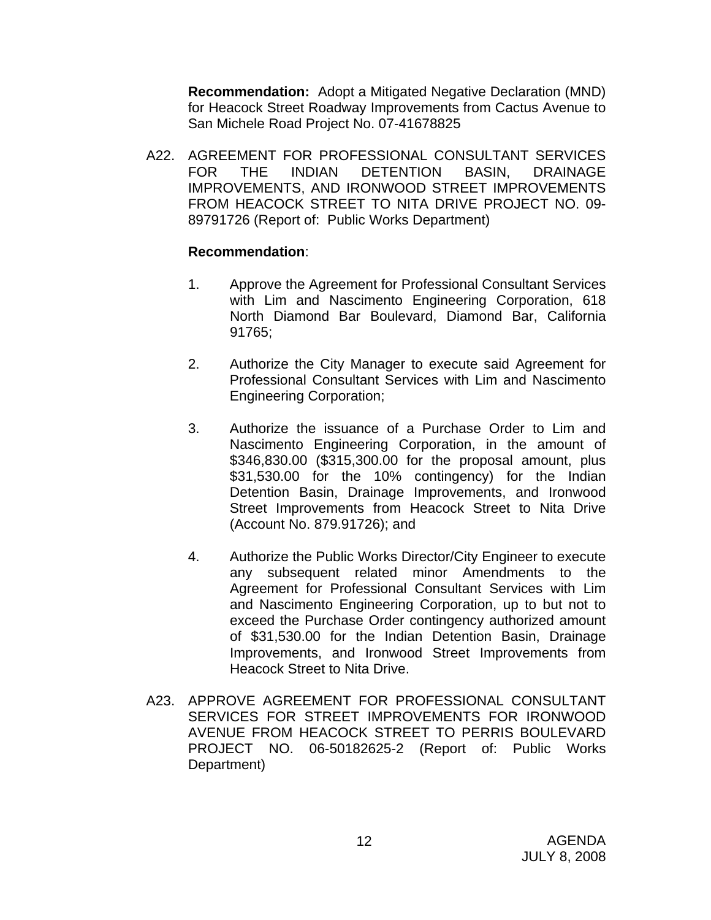**Recommendation:** Adopt a Mitigated Negative Declaration (MND) for Heacock Street Roadway Improvements from Cactus Avenue to San Michele Road Project No. 07-41678825

A22. AGREEMENT FOR PROFESSIONAL CONSULTANT SERVICES FOR THE INDIAN DETENTION BASIN, DRAINAGE IMPROVEMENTS, AND IRONWOOD STREET IMPROVEMENTS FROM HEACOCK STREET TO NITA DRIVE PROJECT NO. 09-89791726 (Report of: Public Works Department)

**Recommendation**:

1. Approve the Agreement for Professional Consultant Services with Lim and Nascimento Engineering Corporation, 618 North Diamond Bar Boulevard, Diamond Bar, California 91765;

2. Authorize the City Manager to execute said Agreement for Professional Consultant Services with Lim and Nascimento Engineering Corporation;

3. Authorize the issuance of a Purchase Order to Lim and Nascimento Engineering Corporation, in the amount of $346,830.00 ($315,300.00 for the proposal amount, plus $31,530.00 for the 10% contingency) for the Indian Detention Basin, Drainage Improvements, and Ironwood Street Improvements from Heacock Street to Nita Drive (Account No. 879.91726); and

4. Authorize the Public Works Director/City Engineer to execute any subsequent related minor Amendments to the Agreement for Professional Consultant Services with Lim and Nascimento Engineering Corporation, up to but not to exceed the Purchase Order contingency authorized amount of $31,530.00 for the Indian Detention Basin, Drainage Improvements, and Ironwood Street Improvements from Heacock Street to Nita Drive.

A23. APPROVE AGREEMENT FOR PROFESSIONAL CONSULTANT SERVICES FOR STREET IMPROVEMENTS FOR IRONWOOD AVENUE FROM HEACOCK STREET TO PERRIS BOULEVARD PROJECT NO. 06-50182625-2 (Report of: Public Works Department)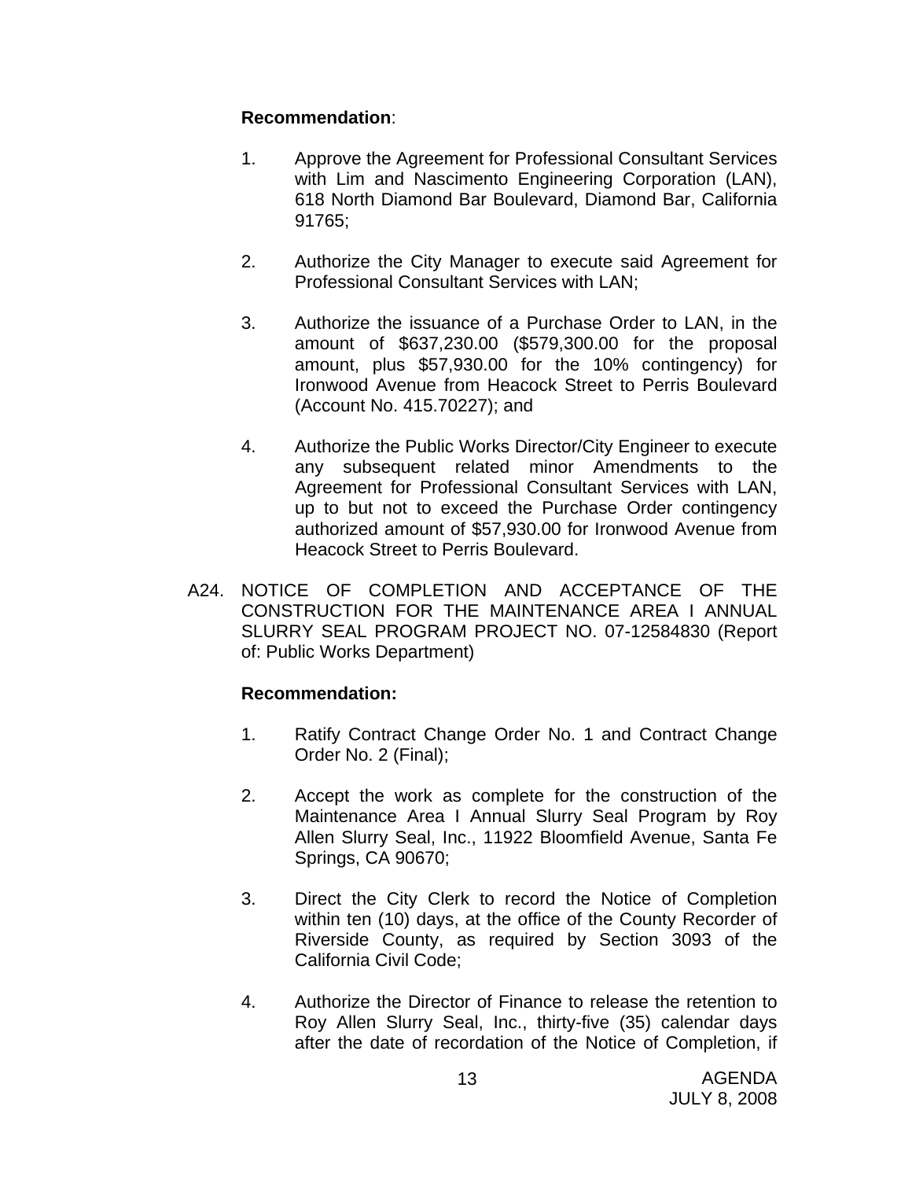**Recommendation**:

1. Approve the Agreement for Professional Consultant Services with Lim and Nascimento Engineering Corporation (LAN), 618 North Diamond Bar Boulevard, Diamond Bar, California 91765;

2. Authorize the City Manager to execute said Agreement for Professional Consultant Services with LAN;

3. Authorize the issuance of a Purchase Order to LAN, in the amount of $637,230.00 ($579,300.00 for the proposal amount, plus $57,930.00 for the 10% contingency) for Ironwood Avenue from Heacock Street to Perris Boulevard (Account No. 415.70227); and

4. Authorize the Public Works Director/City Engineer to execute any subsequent related minor Amendments to the Agreement for Professional Consultant Services with LAN, up to but not to exceed the Purchase Order contingency authorized amount of $57,930.00 for Ironwood Avenue from Heacock Street to Perris Boulevard.

A24. NOTICE OF COMPLETION AND ACCEPTANCE OF THE CONSTRUCTION FOR THE MAINTENANCE AREA I ANNUAL SLURRY SEAL PROGRAM PROJECT NO. 07-12584830 (Report of: Public Works Department)

**Recommendation:**

1. Ratify Contract Change Order No. 1 and Contract Change Order No. 2 (Final);

2. Accept the work as complete for the construction of the Maintenance Area I Annual Slurry Seal Program by Roy Allen Slurry Seal, Inc., 11922 Bloomfield Avenue, Santa Fe Springs, CA 90670;

3. Direct the City Clerk to record the Notice of Completion within ten (10) days, at the office of the County Recorder of Riverside County, as required by Section 3093 of the California Civil Code;

4. Authorize the Director of Finance to release the retention to Roy Allen Slurry Seal, Inc., thirty-five (35) calendar days after the date of recordation of the Notice of Completion, if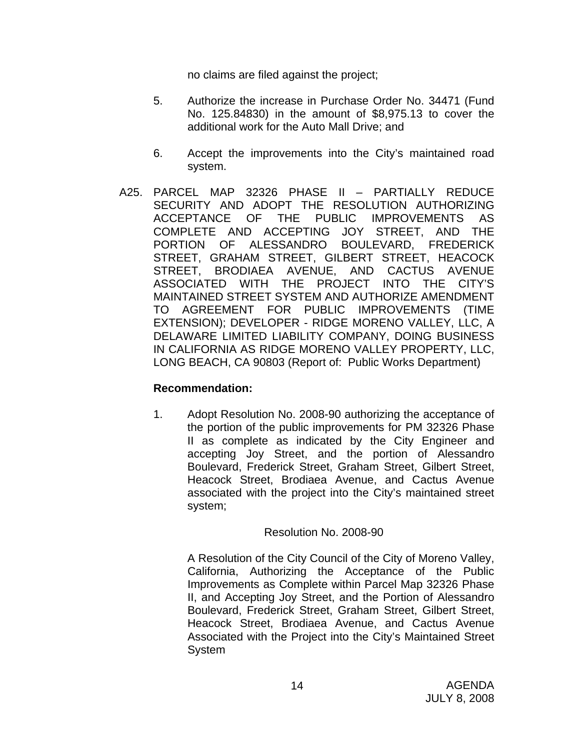no claims are filed against the project;

5. Authorize the increase in Purchase Order No. 34471 (Fund No. 125.84830) in the amount of $8,975.13 to cover the additional work for the Auto Mall Drive; and

6. Accept the improvements into the City's maintained road system.

A25. PARCEL MAP 32326 PHASE II – PARTIALLY REDUCE SECURITY AND ADOPT THE RESOLUTION AUTHORIZING ACCEPTANCE OF THE PUBLIC IMPROVEMENTS AS COMPLETE AND ACCEPTING JOY STREET, AND THE PORTION OF ALESSANDRO BOULEVARD, FREDERICK STREET, GRAHAM STREET, GILBERT STREET, HEACOCK STREET, BRODIAEA AVENUE, AND CACTUS AVENUE ASSOCIATED WITH THE PROJECT INTO THE CITY'S MAINTAINED STREET SYSTEM AND AUTHORIZE AMENDMENT TO AGREEMENT FOR PUBLIC IMPROVEMENTS (TIME EXTENSION); DEVELOPER - RIDGE MORENO VALLEY, LLC, A DELAWARE LIMITED LIABILITY COMPANY, DOING BUSINESS IN CALIFORNIA AS RIDGE MORENO VALLEY PROPERTY, LLC, LONG BEACH, CA 90803 (Report of: Public Works Department)

**Recommendation:**

1. Adopt Resolution No. 2008-90 authorizing the acceptance of the portion of the public improvements for PM 32326 Phase II as complete as indicated by the City Engineer and accepting Joy Street, and the portion of Alessandro Boulevard, Frederick Street, Graham Street, Gilbert Street, Heacock Street, Brodiaea Avenue, and Cactus Avenue associated with the project into the City's maintained street system;

Resolution No. 2008-90

A Resolution of the City Council of the City of Moreno Valley, California, Authorizing the Acceptance of the Public Improvements as Complete within Parcel Map 32326 Phase II, and Accepting Joy Street, and the Portion of Alessandro Boulevard, Frederick Street, Graham Street, Gilbert Street, Heacock Street, Brodiaea Avenue, and Cactus Avenue Associated with the Project into the City's Maintained Street System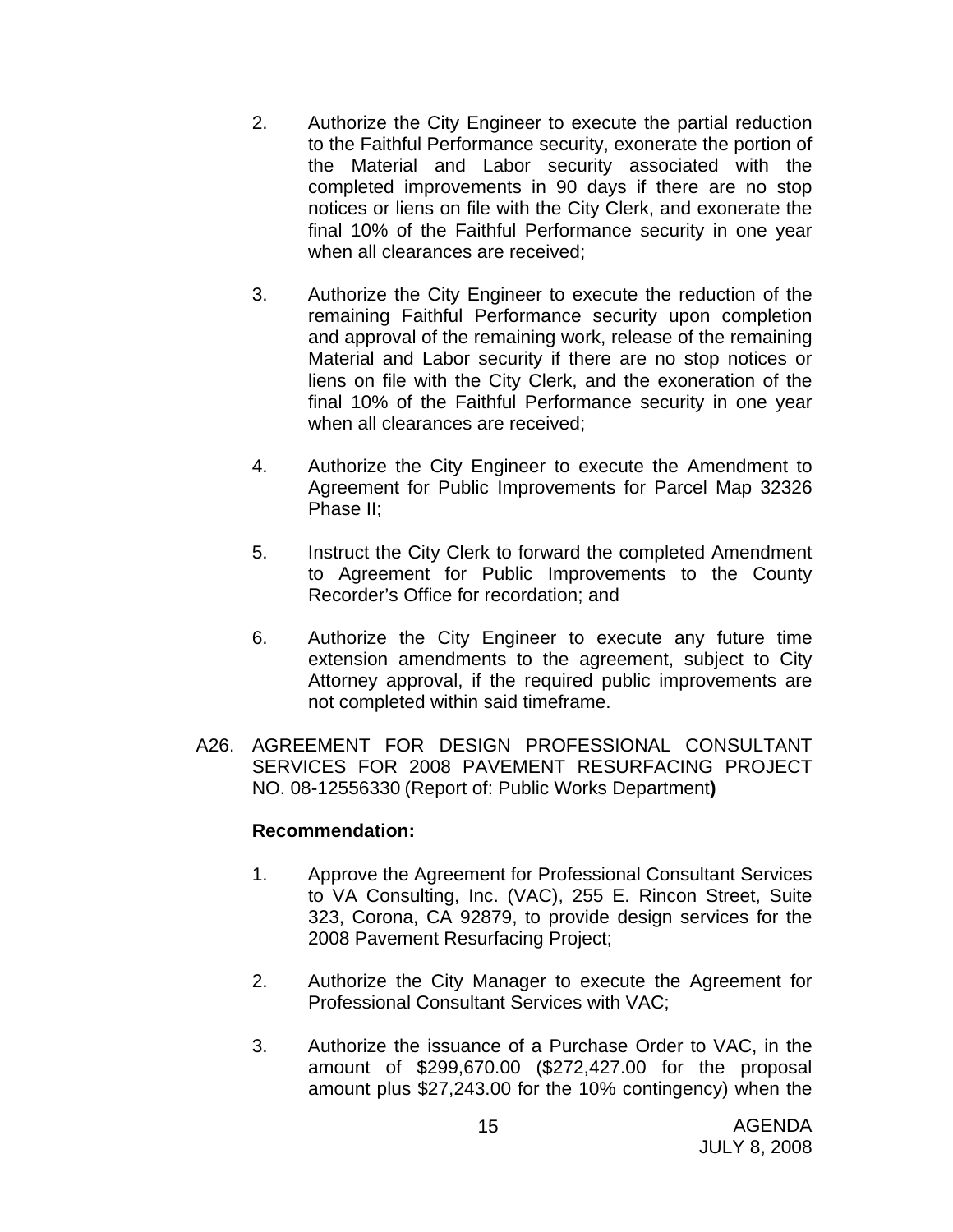2. Authorize the City Engineer to execute the partial reduction to the Faithful Performance security, exonerate the portion of the Material and Labor security associated with the completed improvements in 90 days if there are no stop notices or liens on file with the City Clerk, and exonerate the final 10% of the Faithful Performance security in one year when all clearances are received;

3. Authorize the City Engineer to execute the reduction of the remaining Faithful Performance security upon completion and approval of the remaining work, release of the remaining Material and Labor security if there are no stop notices or liens on file with the City Clerk, and the exoneration of the final 10% of the Faithful Performance security in one year when all clearances are received;

4. Authorize the City Engineer to execute the Amendment to Agreement for Public Improvements for Parcel Map 32326 Phase II;

5. Instruct the City Clerk to forward the completed Amendment to Agreement for Public Improvements to the County Recorder's Office for recordation; and

6. Authorize the City Engineer to execute any future time extension amendments to the agreement, subject to City Attorney approval, if the required public improvements are not completed within said timeframe.

A26. AGREEMENT FOR DESIGN PROFESSIONAL CONSULTANT SERVICES FOR 2008 PAVEMENT RESURFACING PROJECT NO. 08-12556330 (Report of: Public Works Department**)**

**Recommendation:**

1. Approve the Agreement for Professional Consultant Services to VA Consulting, Inc. (VAC), 255 E. Rincon Street, Suite 323, Corona, CA 92879, to provide design services for the 2008 Pavement Resurfacing Project;

2. Authorize the City Manager to execute the Agreement for Professional Consultant Services with VAC;

3. Authorize the issuance of a Purchase Order to VAC, in the amount of $299,670.00 ($272,427.00 for the proposal amount plus $27,243.00 for the 10% contingency) when the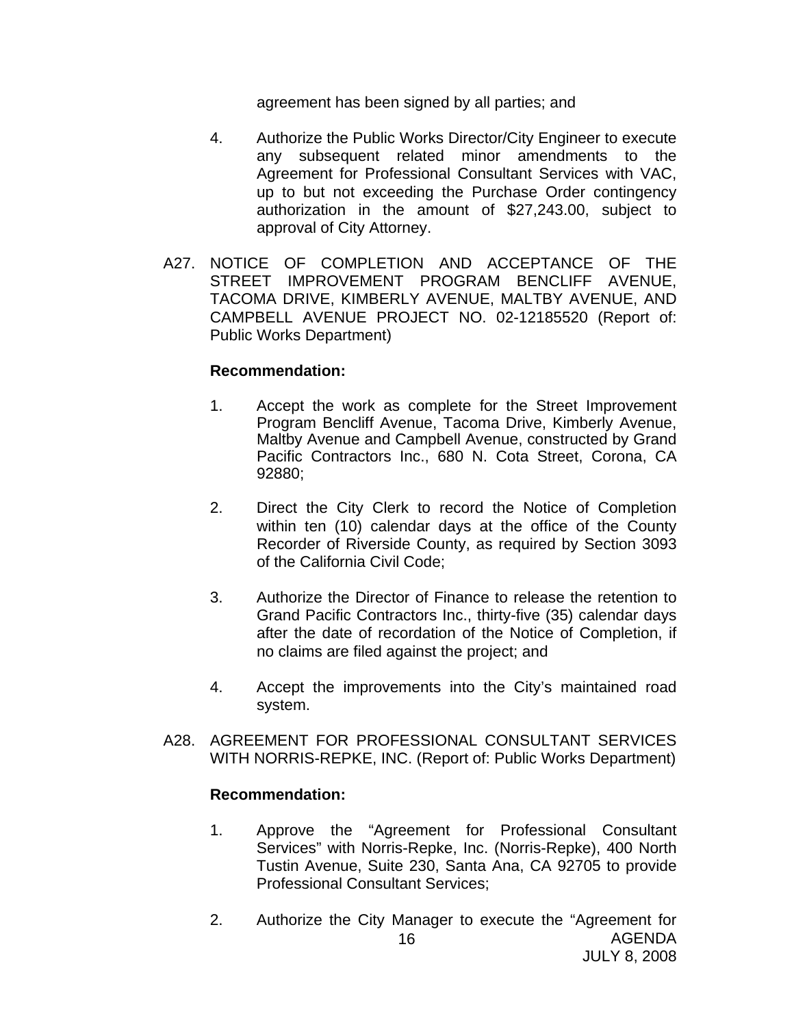agreement has been signed by all parties; and

4. Authorize the Public Works Director/City Engineer to execute any subsequent related minor amendments to the Agreement for Professional Consultant Services with VAC, up to but not exceeding the Purchase Order contingency authorization in the amount of $27,243.00, subject to approval of City Attorney.

A27. NOTICE OF COMPLETION AND ACCEPTANCE OF THE STREET IMPROVEMENT PROGRAM BENCLIFF AVENUE, TACOMA DRIVE, KIMBERLY AVENUE, MALTBY AVENUE, AND CAMPBELL AVENUE PROJECT NO. 02-12185520 (Report of: Public Works Department)

**Recommendation:**

1. Accept the work as complete for the Street Improvement Program Bencliff Avenue, Tacoma Drive, Kimberly Avenue, Maltby Avenue and Campbell Avenue, constructed by Grand Pacific Contractors Inc., 680 N. Cota Street, Corona, CA 92880;

2. Direct the City Clerk to record the Notice of Completion within ten (10) calendar days at the office of the County Recorder of Riverside County, as required by Section 3093 of the California Civil Code;

3. Authorize the Director of Finance to release the retention to Grand Pacific Contractors Inc., thirty-five (35) calendar days after the date of recordation of the Notice of Completion, if no claims are filed against the project; and

4. Accept the improvements into the City's maintained road system.

A28. AGREEMENT FOR PROFESSIONAL CONSULTANT SERVICES WITH NORRIS-REPKE, INC. (Report of: Public Works Department)

**Recommendation:**

1. Approve the "Agreement for Professional Consultant Services" with Norris-Repke, Inc. (Norris-Repke), 400 North Tustin Avenue, Suite 230, Santa Ana, CA 92705 to provide Professional Consultant Services;

2. Authorize the City Manager to execute the "Agreement for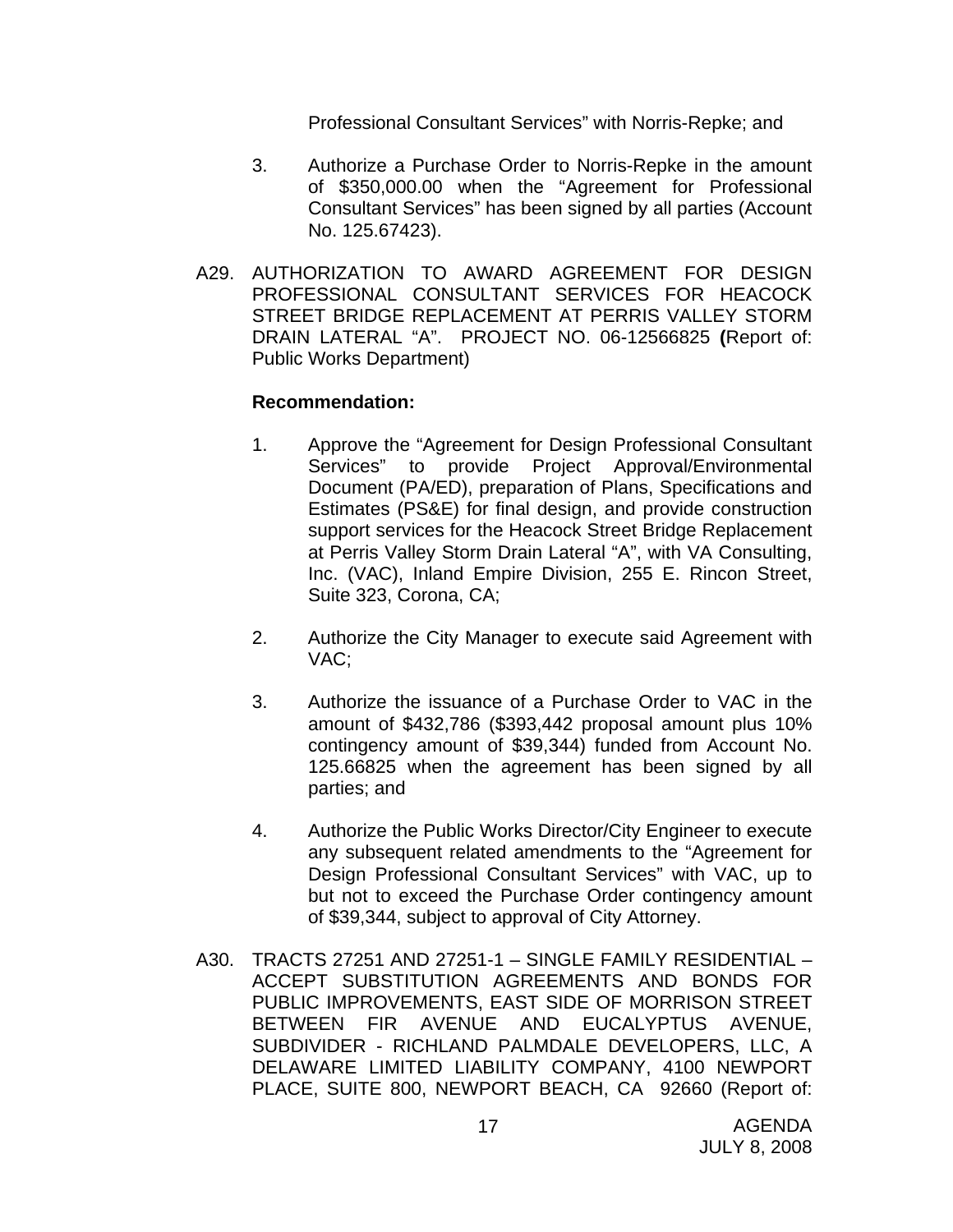Professional Consultant Services" with Norris-Repke; and

3. Authorize a Purchase Order to Norris-Repke in the amount of $350,000.00 when the "Agreement for Professional Consultant Services" has been signed by all parties (Account No. 125.67423).

A29. AUTHORIZATION TO AWARD AGREEMENT FOR DESIGN PROFESSIONAL CONSULTANT SERVICES FOR HEACOCK STREET BRIDGE REPLACEMENT AT PERRIS VALLEY STORM DRAIN LATERAL "A". PROJECT NO. 06-12566825 **(**Report of: Public Works Department)

**Recommendation:**

1. Approve the "Agreement for Design Professional Consultant Services" to provide Project Approval/Environmental Document (PA/ED), preparation of Plans, Specifications and Estimates (PS&E) for final design, and provide construction support services for the Heacock Street Bridge Replacement at Perris Valley Storm Drain Lateral "A", with VA Consulting, Inc. (VAC), Inland Empire Division, 255 E. Rincon Street, Suite 323, Corona, CA;

2. Authorize the City Manager to execute said Agreement with VAC;

3. Authorize the issuance of a Purchase Order to VAC in the amount of $432,786 ($393,442 proposal amount plus 10% contingency amount of $39,344) funded from Account No. 125.66825 when the agreement has been signed by all parties; and

4. Authorize the Public Works Director/City Engineer to execute any subsequent related amendments to the "Agreement for Design Professional Consultant Services" with VAC, up to but not to exceed the Purchase Order contingency amount of $39,344, subject to approval of City Attorney.

A30. TRACTS 27251 AND 27251-1 – SINGLE FAMILY RESIDENTIAL – ACCEPT SUBSTITUTION AGREEMENTS AND BONDS FOR PUBLIC IMPROVEMENTS, EAST SIDE OF MORRISON STREET BETWEEN FIR AVENUE AND EUCALYPTUS AVENUE, SUBDIVIDER - RICHLAND PALMDALE DEVELOPERS, LLC, A DELAWARE LIMITED LIABILITY COMPANY, 4100 NEWPORT PLACE, SUITE 800, NEWPORT BEACH, CA 92660 (Report of: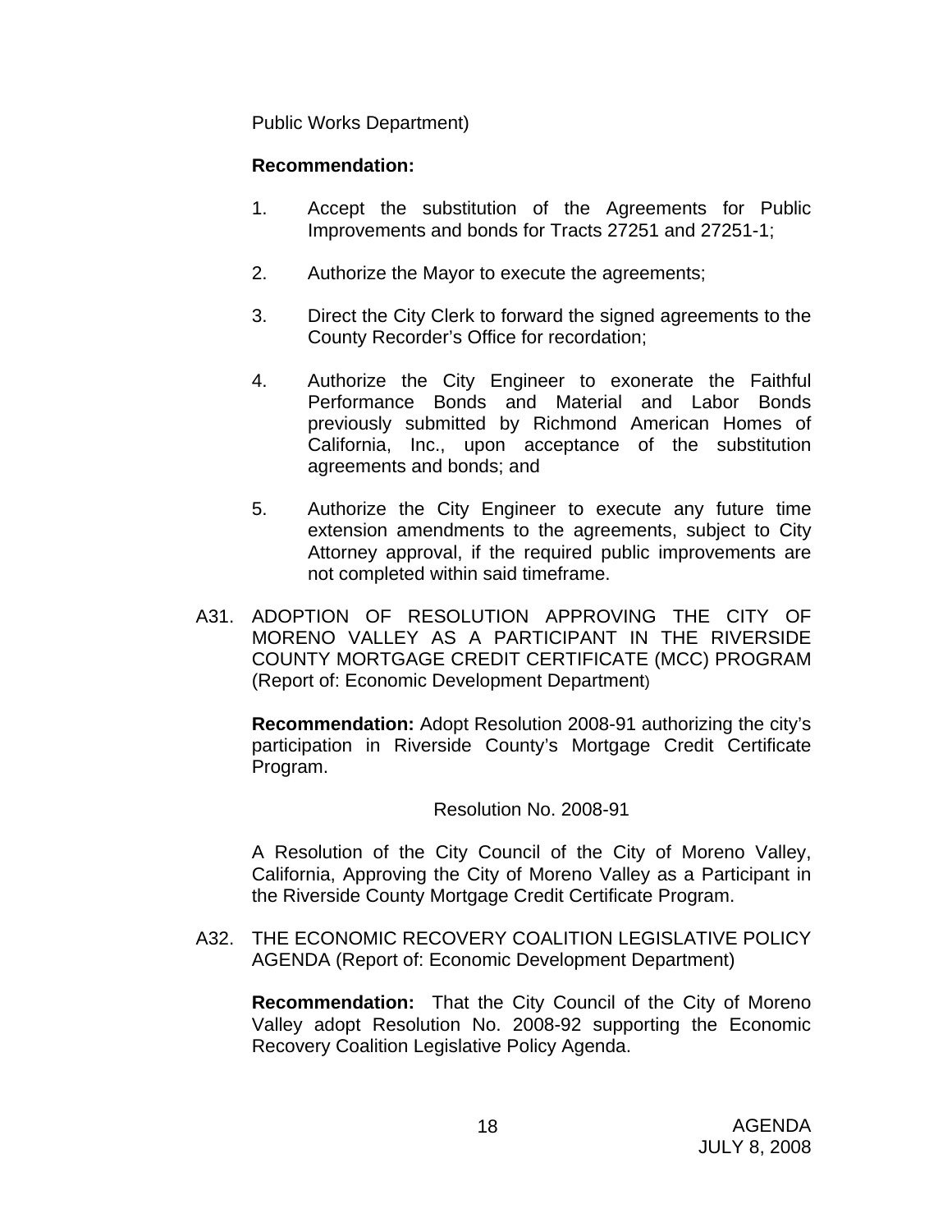Public Works Department)

**Recommendation:**

1. Accept the substitution of the Agreements for Public Improvements and bonds for Tracts 27251 and 27251-1;

2. Authorize the Mayor to execute the agreements;

3. Direct the City Clerk to forward the signed agreements to the County Recorder's Office for recordation;

4. Authorize the City Engineer to exonerate the Faithful Performance Bonds and Material and Labor Bonds previously submitted by Richmond American Homes of California, Inc., upon acceptance of the substitution agreements and bonds; and

5. Authorize the City Engineer to execute any future time extension amendments to the agreements, subject to City Attorney approval, if the required public improvements are not completed within said timeframe.

A31. ADOPTION OF RESOLUTION APPROVING THE CITY OF MORENO VALLEY AS A PARTICIPANT IN THE RIVERSIDE COUNTY MORTGAGE CREDIT CERTIFICATE (MCC) PROGRAM (Report of: Economic Development Department)

**Recommendation:** Adopt Resolution 2008-91 authorizing the city's participation in Riverside County's Mortgage Credit Certificate Program.

Resolution No. 2008-91

A Resolution of the City Council of the City of Moreno Valley, California, Approving the City of Moreno Valley as a Participant in the Riverside County Mortgage Credit Certificate Program.

A32. THE ECONOMIC RECOVERY COALITION LEGISLATIVE POLICY AGENDA (Report of: Economic Development Department)

**Recommendation:** That the City Council of the City of Moreno Valley adopt Resolution No. 2008-92 supporting the Economic Recovery Coalition Legislative Policy Agenda.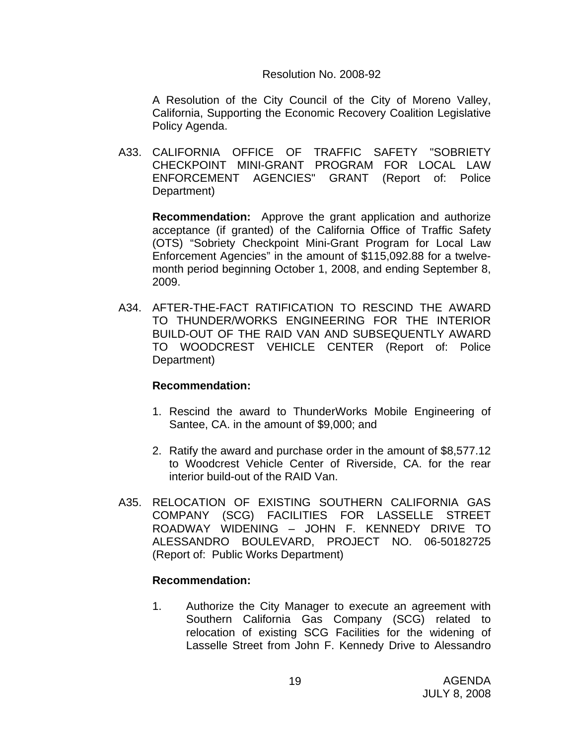Resolution No. 2008-92

A Resolution of the City Council of the City of Moreno Valley, California, Supporting the Economic Recovery Coalition Legislative Policy Agenda.

A33. CALIFORNIA OFFICE OF TRAFFIC SAFETY "SOBRIETY CHECKPOINT MINI-GRANT PROGRAM FOR LOCAL LAW ENFORCEMENT AGENCIES" GRANT (Report of: Police Department)

**Recommendation:** Approve the grant application and authorize acceptance (if granted) of the California Office of Traffic Safety (OTS) "Sobriety Checkpoint Mini-Grant Program for Local Law Enforcement Agencies" in the amount of $115,092.88 for a twelve-month period beginning October 1, 2008, and ending September 8, 2009.

A34. AFTER-THE-FACT RATIFICATION TO RESCIND THE AWARD TO THUNDER/WORKS ENGINEERING FOR THE INTERIOR BUILD-OUT OF THE RAID VAN AND SUBSEQUENTLY AWARD TO WOODCREST VEHICLE CENTER (Report of: Police Department)

**Recommendation:**

1. Rescind the award to ThunderWorks Mobile Engineering of Santee, CA. in the amount of $9,000; and
2. Ratify the award and purchase order in the amount of $8,577.12 to Woodcrest Vehicle Center of Riverside, CA. for the rear interior build-out of the RAID Van.

A35. RELOCATION OF EXISTING SOUTHERN CALIFORNIA GAS COMPANY (SCG) FACILITIES FOR LASSELLE STREET ROADWAY WIDENING – JOHN F. KENNEDY DRIVE TO ALESSANDRO BOULEVARD, PROJECT NO. 06-50182725 (Report of: Public Works Department)

**Recommendation:**

1. Authorize the City Manager to execute an agreement with Southern California Gas Company (SCG) related to relocation of existing SCG Facilities for the widening of Lasselle Street from John F. Kennedy Drive to Alessandro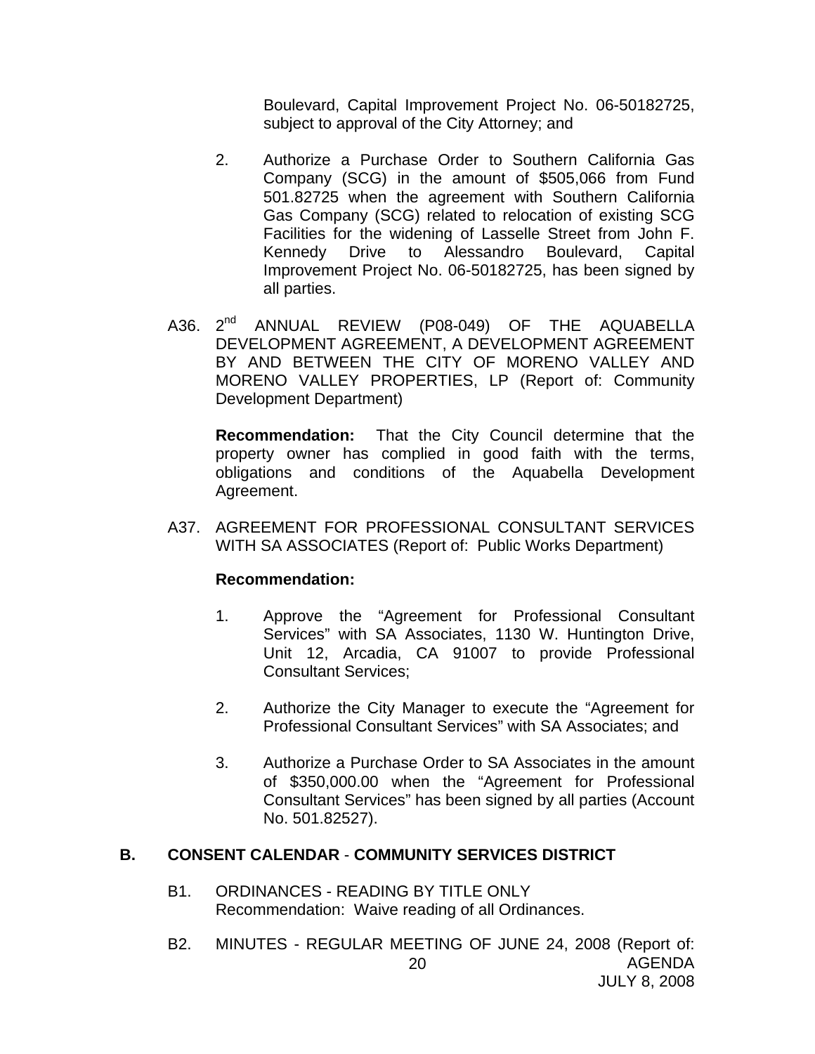Boulevard, Capital Improvement Project No. 06-50182725, subject to approval of the City Attorney; and

2. Authorize a Purchase Order to Southern California Gas Company (SCG) in the amount of $505,066 from Fund 501.82725 when the agreement with Southern California Gas Company (SCG) related to relocation of existing SCG Facilities for the widening of Lasselle Street from John F. Kennedy Drive to Alessandro Boulevard, Capital Improvement Project No. 06-50182725, has been signed by all parties.

A36. 2nd ANNUAL REVIEW (P08-049) OF THE AQUABELLA DEVELOPMENT AGREEMENT, A DEVELOPMENT AGREEMENT BY AND BETWEEN THE CITY OF MORENO VALLEY AND MORENO VALLEY PROPERTIES, LP (Report of: Community Development Department)

**Recommendation:** That the City Council determine that the property owner has complied in good faith with the terms, obligations and conditions of the Aquabella Development Agreement.

A37. AGREEMENT FOR PROFESSIONAL CONSULTANT SERVICES WITH SA ASSOCIATES (Report of: Public Works Department)

**Recommendation:**

1. Approve the “Agreement for Professional Consultant Services” with SA Associates, 1130 W. Huntington Drive, Unit 12, Arcadia, CA 91007 to provide Professional Consultant Services;

2. Authorize the City Manager to execute the “Agreement for Professional Consultant Services” with SA Associates; and

3. Authorize a Purchase Order to SA Associates in the amount of $350,000.00 when the “Agreement for Professional Consultant Services” has been signed by all parties (Account No. 501.82527).

## B. CONSENT CALENDAR - COMMUNITY SERVICES DISTRICT

B1. ORDINANCES - READING BY TITLE ONLY
Recommendation: Waive reading of all Ordinances.

B2. MINUTES - REGULAR MEETING OF JUNE 24, 2008 (Report of: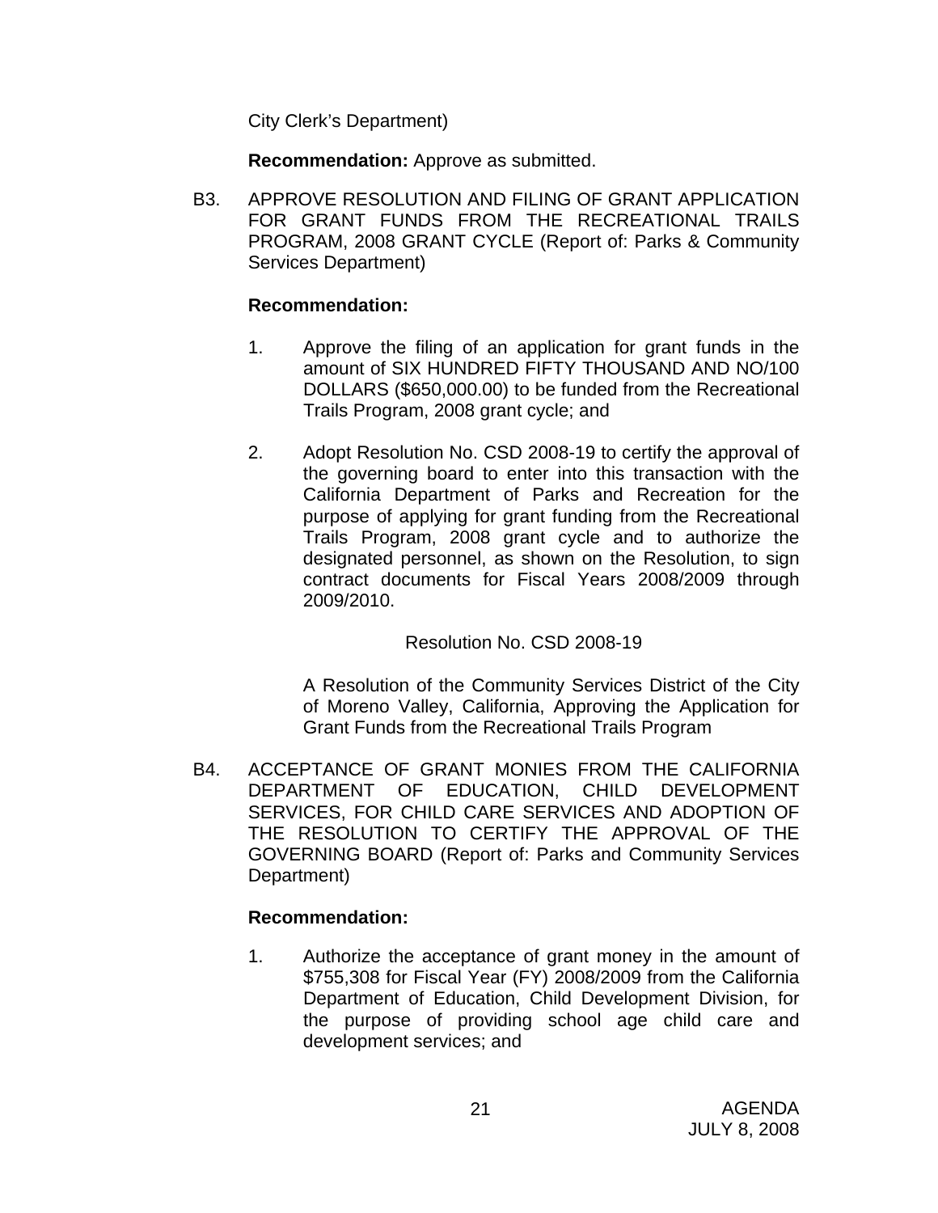City Clerk's Department)

**Recommendation:** Approve as submitted.

B3. APPROVE RESOLUTION AND FILING OF GRANT APPLICATION FOR GRANT FUNDS FROM THE RECREATIONAL TRAILS PROGRAM, 2008 GRANT CYCLE (Report of: Parks & Community Services Department)

**Recommendation:**

1. Approve the filing of an application for grant funds in the amount of SIX HUNDRED FIFTY THOUSAND AND NO/100 DOLLARS ($650,000.00) to be funded from the Recreational Trails Program, 2008 grant cycle; and

2. Adopt Resolution No. CSD 2008-19 to certify the approval of the governing board to enter into this transaction with the California Department of Parks and Recreation for the purpose of applying for grant funding from the Recreational Trails Program, 2008 grant cycle and to authorize the designated personnel, as shown on the Resolution, to sign contract documents for Fiscal Years 2008/2009 through 2009/2010.

Resolution No. CSD 2008-19

A Resolution of the Community Services District of the City of Moreno Valley, California, Approving the Application for Grant Funds from the Recreational Trails Program

B4. ACCEPTANCE OF GRANT MONIES FROM THE CALIFORNIA DEPARTMENT OF EDUCATION, CHILD DEVELOPMENT SERVICES, FOR CHILD CARE SERVICES AND ADOPTION OF THE RESOLUTION TO CERTIFY THE APPROVAL OF THE GOVERNING BOARD (Report of: Parks and Community Services Department)

**Recommendation:**

1. Authorize the acceptance of grant money in the amount of $755,308 for Fiscal Year (FY) 2008/2009 from the California Department of Education, Child Development Division, for the purpose of providing school age child care and development services; and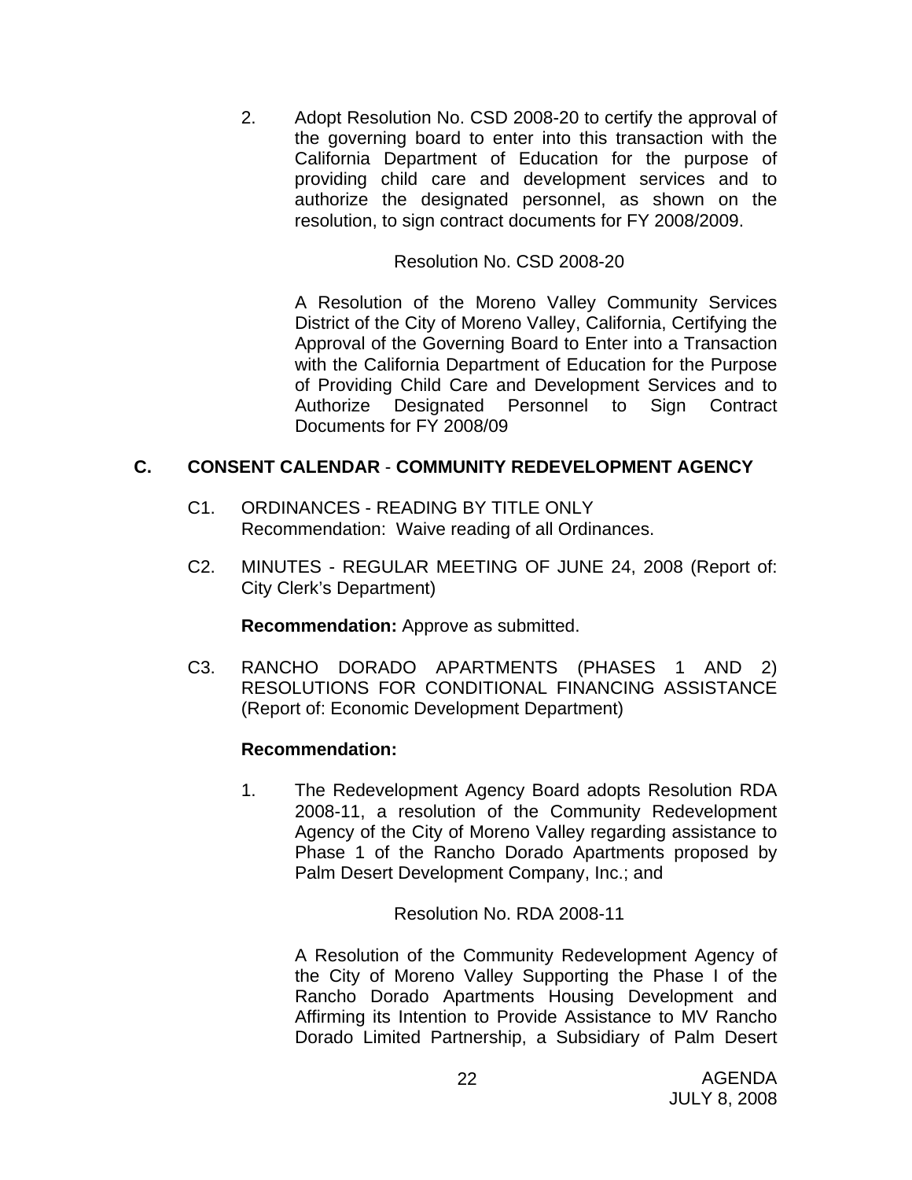2. Adopt Resolution No. CSD 2008-20 to certify the approval of the governing board to enter into this transaction with the California Department of Education for the purpose of providing child care and development services and to authorize the designated personnel, as shown on the resolution, to sign contract documents for FY 2008/2009.

Resolution No. CSD 2008-20

A Resolution of the Moreno Valley Community Services District of the City of Moreno Valley, California, Certifying the Approval of the Governing Board to Enter into a Transaction with the California Department of Education for the Purpose of Providing Child Care and Development Services and to Authorize Designated Personnel to Sign Contract Documents for FY 2008/09

## C. CONSENT CALENDAR - COMMUNITY REDEVELOPMENT AGENCY

C1. ORDINANCES - READING BY TITLE ONLY
Recommendation: Waive reading of all Ordinances.

C2. MINUTES - REGULAR MEETING OF JUNE 24, 2008 (Report of: City Clerk's Department)

**Recommendation:** Approve as submitted.

C3. RANCHO DORADO APARTMENTS (PHASES 1 AND 2) RESOLUTIONS FOR CONDITIONAL FINANCING ASSISTANCE (Report of: Economic Development Department)

**Recommendation:**

1. The Redevelopment Agency Board adopts Resolution RDA 2008-11, a resolution of the Community Redevelopment Agency of the City of Moreno Valley regarding assistance to Phase 1 of the Rancho Dorado Apartments proposed by Palm Desert Development Company, Inc.; and

Resolution No. RDA 2008-11

A Resolution of the Community Redevelopment Agency of the City of Moreno Valley Supporting the Phase I of the Rancho Dorado Apartments Housing Development and Affirming its Intention to Provide Assistance to MV Rancho Dorado Limited Partnership, a Subsidiary of Palm Desert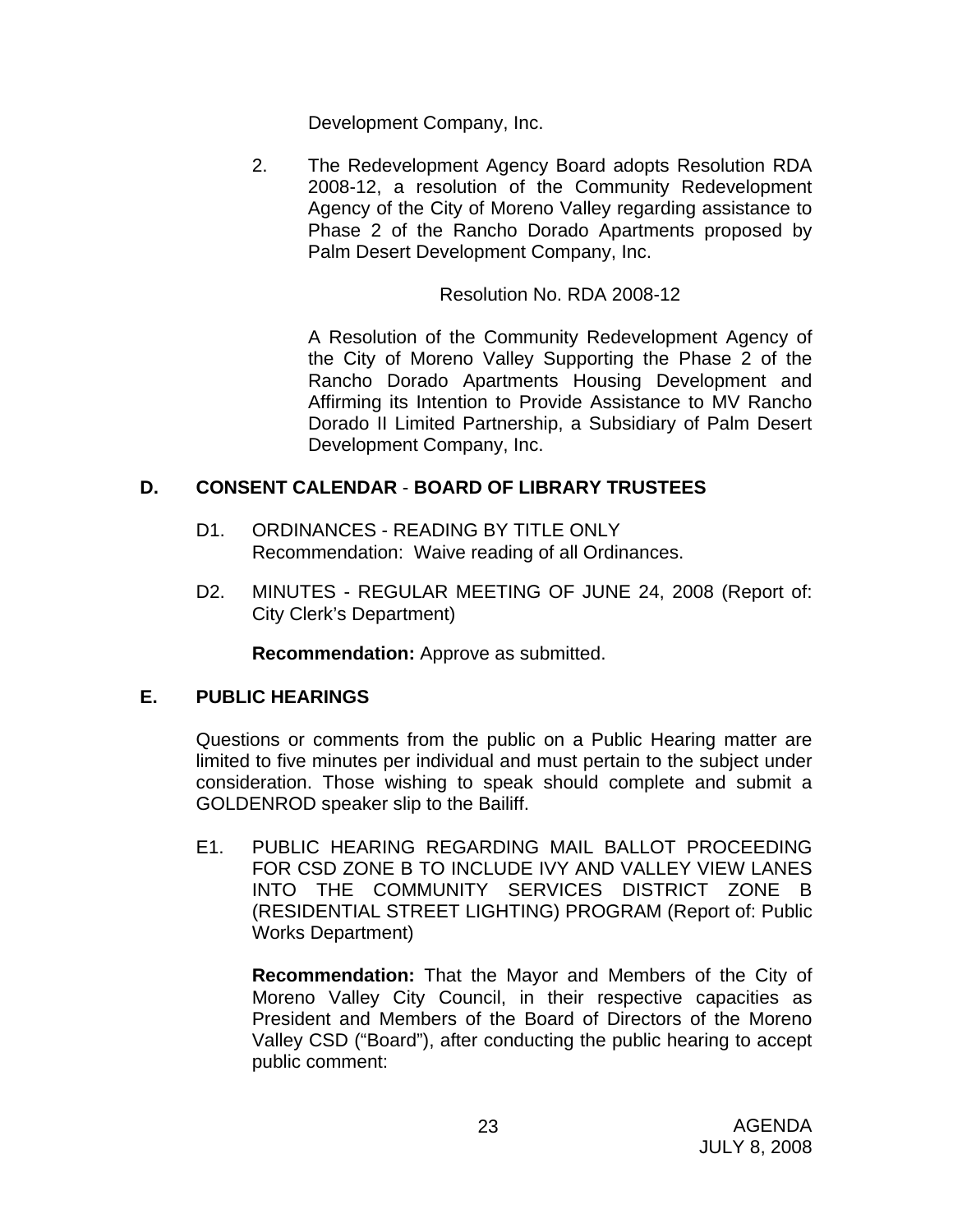Development Company, Inc.

2. The Redevelopment Agency Board adopts Resolution RDA 2008-12, a resolution of the Community Redevelopment Agency of the City of Moreno Valley regarding assistance to Phase 2 of the Rancho Dorado Apartments proposed by Palm Desert Development Company, Inc.

Resolution No. RDA 2008-12

A Resolution of the Community Redevelopment Agency of the City of Moreno Valley Supporting the Phase 2 of the Rancho Dorado Apartments Housing Development and Affirming its Intention to Provide Assistance to MV Rancho Dorado II Limited Partnership, a Subsidiary of Palm Desert Development Company, Inc.

## D. CONSENT CALENDAR - BOARD OF LIBRARY TRUSTEES

D1. ORDINANCES - READING BY TITLE ONLY
Recommendation: Waive reading of all Ordinances.

D2. MINUTES - REGULAR MEETING OF JUNE 24, 2008 (Report of: City Clerk's Department)

**Recommendation:** Approve as submitted.

## E. PUBLIC HEARINGS

Questions or comments from the public on a Public Hearing matter are limited to five minutes per individual and must pertain to the subject under consideration. Those wishing to speak should complete and submit a GOLDENROD speaker slip to the Bailiff.

E1. PUBLIC HEARING REGARDING MAIL BALLOT PROCEEDING FOR CSD ZONE B TO INCLUDE IVY AND VALLEY VIEW LANES INTO THE COMMUNITY SERVICES DISTRICT ZONE B (RESIDENTIAL STREET LIGHTING) PROGRAM (Report of: Public Works Department)

**Recommendation:** That the Mayor and Members of the City of Moreno Valley City Council, in their respective capacities as President and Members of the Board of Directors of the Moreno Valley CSD ("Board"), after conducting the public hearing to accept public comment: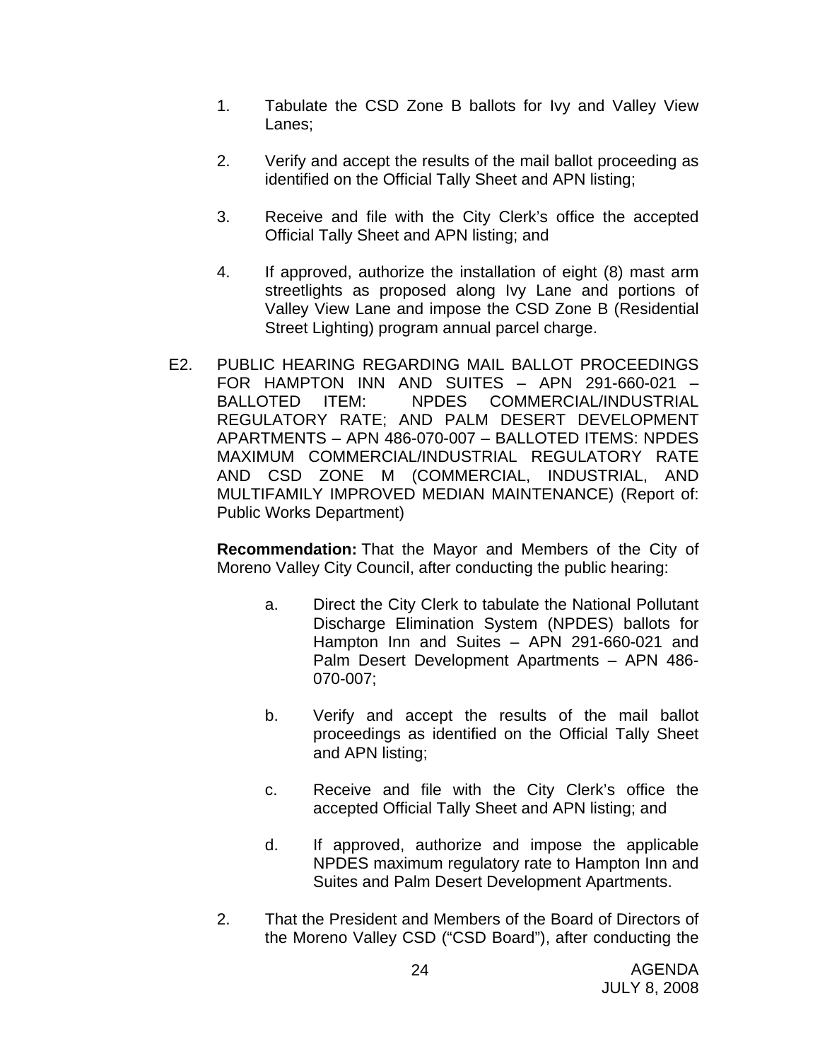1. Tabulate the CSD Zone B ballots for Ivy and Valley View Lanes;

2. Verify and accept the results of the mail ballot proceeding as identified on the Official Tally Sheet and APN listing;

3. Receive and file with the City Clerk's office the accepted Official Tally Sheet and APN listing; and

4. If approved, authorize the installation of eight (8) mast arm streetlights as proposed along Ivy Lane and portions of Valley View Lane and impose the CSD Zone B (Residential Street Lighting) program annual parcel charge.

E2. PUBLIC HEARING REGARDING MAIL BALLOT PROCEEDINGS FOR HAMPTON INN AND SUITES – APN 291-660-021 – BALLOTED ITEM: NPDES COMMERCIAL/INDUSTRIAL REGULATORY RATE; AND PALM DESERT DEVELOPMENT APARTMENTS – APN 486-070-007 – BALLOTED ITEMS: NPDES MAXIMUM COMMERCIAL/INDUSTRIAL REGULATORY RATE AND CSD ZONE M (COMMERCIAL, INDUSTRIAL, AND MULTIFAMILY IMPROVED MEDIAN MAINTENANCE) (Report of: Public Works Department)

**Recommendation:** That the Mayor and Members of the City of Moreno Valley City Council, after conducting the public hearing:

a. Direct the City Clerk to tabulate the National Pollutant Discharge Elimination System (NPDES) ballots for Hampton Inn and Suites – APN 291-660-021 and Palm Desert Development Apartments – APN 486-070-007;

b. Verify and accept the results of the mail ballot proceedings as identified on the Official Tally Sheet and APN listing;

c. Receive and file with the City Clerk's office the accepted Official Tally Sheet and APN listing; and

d. If approved, authorize and impose the applicable NPDES maximum regulatory rate to Hampton Inn and Suites and Palm Desert Development Apartments.

2. That the President and Members of the Board of Directors of the Moreno Valley CSD ("CSD Board"), after conducting the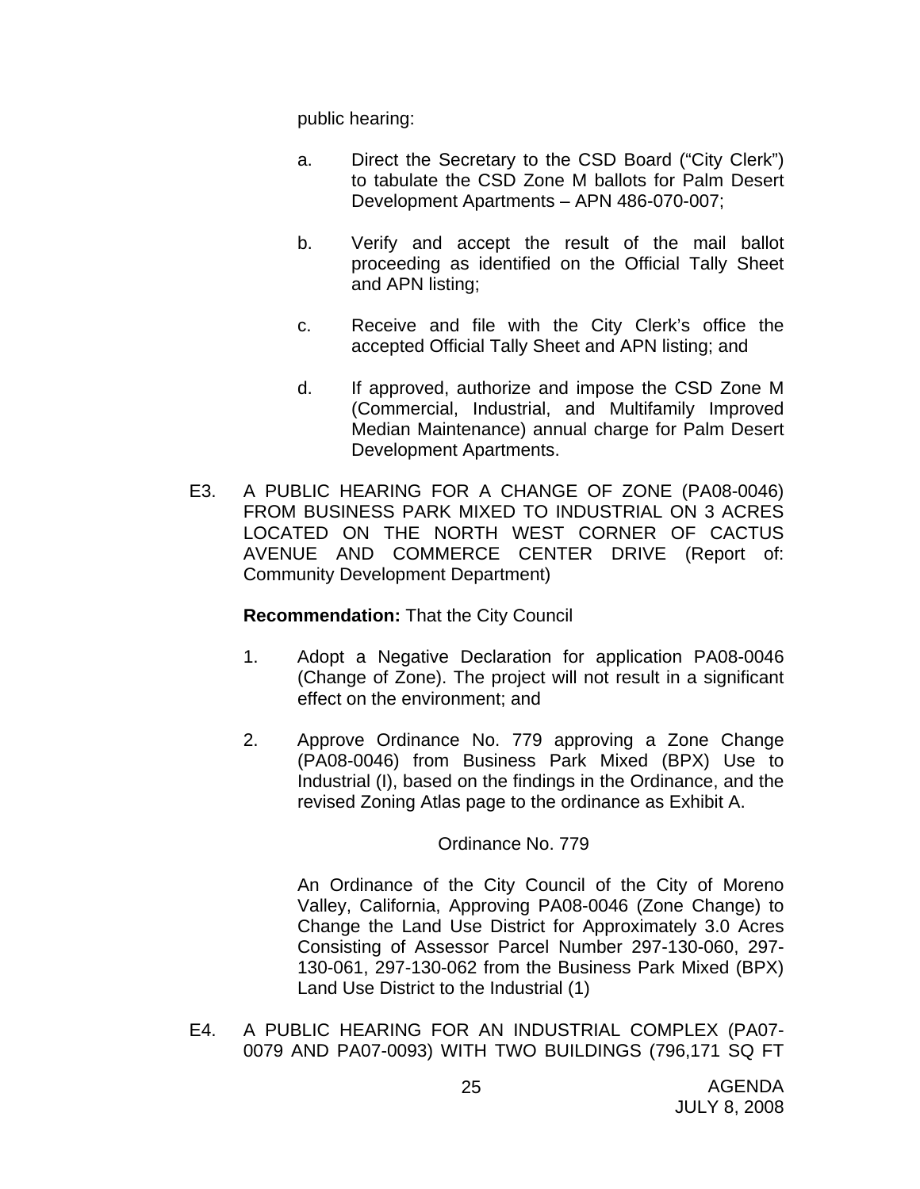public hearing:

a. Direct the Secretary to the CSD Board ("City Clerk") to tabulate the CSD Zone M ballots for Palm Desert Development Apartments – APN 486-070-007;

b. Verify and accept the result of the mail ballot proceeding as identified on the Official Tally Sheet and APN listing;

c. Receive and file with the City Clerk's office the accepted Official Tally Sheet and APN listing; and

d. If approved, authorize and impose the CSD Zone M (Commercial, Industrial, and Multifamily Improved Median Maintenance) annual charge for Palm Desert Development Apartments.

E3. A PUBLIC HEARING FOR A CHANGE OF ZONE (PA08-0046) FROM BUSINESS PARK MIXED TO INDUSTRIAL ON 3 ACRES LOCATED ON THE NORTH WEST CORNER OF CACTUS AVENUE AND COMMERCE CENTER DRIVE (Report of: Community Development Department)

**Recommendation:** That the City Council

1. Adopt a Negative Declaration for application PA08-0046 (Change of Zone). The project will not result in a significant effect on the environment; and

2. Approve Ordinance No. 779 approving a Zone Change (PA08-0046) from Business Park Mixed (BPX) Use to Industrial (I), based on the findings in the Ordinance, and the revised Zoning Atlas page to the ordinance as Exhibit A.

Ordinance No. 779

An Ordinance of the City Council of the City of Moreno Valley, California, Approving PA08-0046 (Zone Change) to Change the Land Use District for Approximately 3.0 Acres Consisting of Assessor Parcel Number 297-130-060, 297-130-061, 297-130-062 from the Business Park Mixed (BPX) Land Use District to the Industrial (1)

E4. A PUBLIC HEARING FOR AN INDUSTRIAL COMPLEX (PA07-0079 AND PA07-0093) WITH TWO BUILDINGS (796,171 SQ FT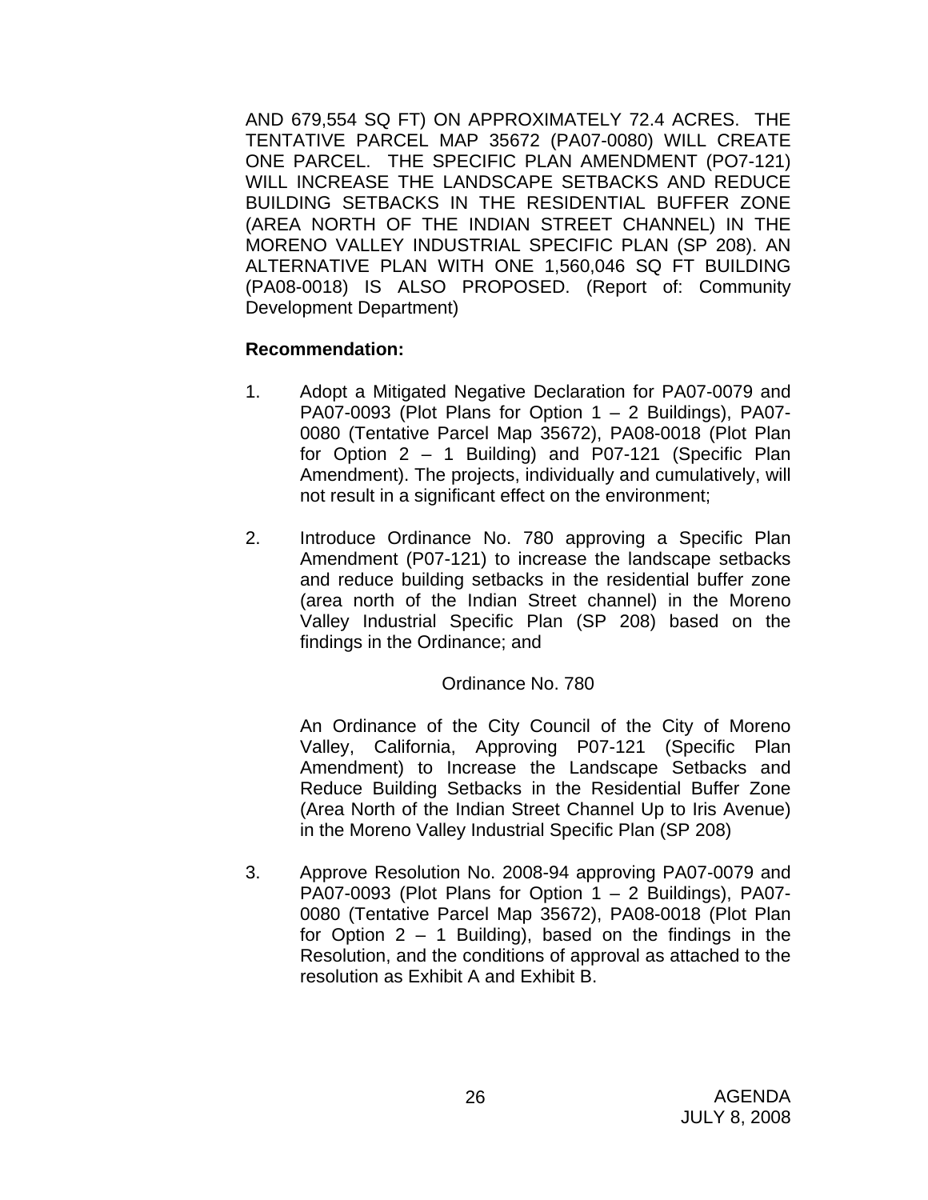AND 679,554 SQ FT) ON APPROXIMATELY 72.4 ACRES. THE TENTATIVE PARCEL MAP 35672 (PA07-0080) WILL CREATE ONE PARCEL. THE SPECIFIC PLAN AMENDMENT (PO7-121) WILL INCREASE THE LANDSCAPE SETBACKS AND REDUCE BUILDING SETBACKS IN THE RESIDENTIAL BUFFER ZONE (AREA NORTH OF THE INDIAN STREET CHANNEL) IN THE MORENO VALLEY INDUSTRIAL SPECIFIC PLAN (SP 208). AN ALTERNATIVE PLAN WITH ONE 1,560,046 SQ FT BUILDING (PA08-0018) IS ALSO PROPOSED. (Report of: Community Development Department)

**Recommendation:**

1. Adopt a Mitigated Negative Declaration for PA07-0079 and PA07-0093 (Plot Plans for Option 1 – 2 Buildings), PA07-0080 (Tentative Parcel Map 35672), PA08-0018 (Plot Plan for Option 2 – 1 Building) and P07-121 (Specific Plan Amendment). The projects, individually and cumulatively, will not result in a significant effect on the environment;

2. Introduce Ordinance No. 780 approving a Specific Plan Amendment (P07-121) to increase the landscape setbacks and reduce building setbacks in the residential buffer zone (area north of the Indian Street channel) in the Moreno Valley Industrial Specific Plan (SP 208) based on the findings in the Ordinance; and

   Ordinance No. 780

   An Ordinance of the City Council of the City of Moreno Valley, California, Approving P07-121 (Specific Plan Amendment) to Increase the Landscape Setbacks and Reduce Building Setbacks in the Residential Buffer Zone (Area North of the Indian Street Channel Up to Iris Avenue) in the Moreno Valley Industrial Specific Plan (SP 208)

3. Approve Resolution No. 2008-94 approving PA07-0079 and PA07-0093 (Plot Plans for Option 1 – 2 Buildings), PA07-0080 (Tentative Parcel Map 35672), PA08-0018 (Plot Plan for Option 2 – 1 Building), based on the findings in the Resolution, and the conditions of approval as attached to the resolution as Exhibit A and Exhibit B.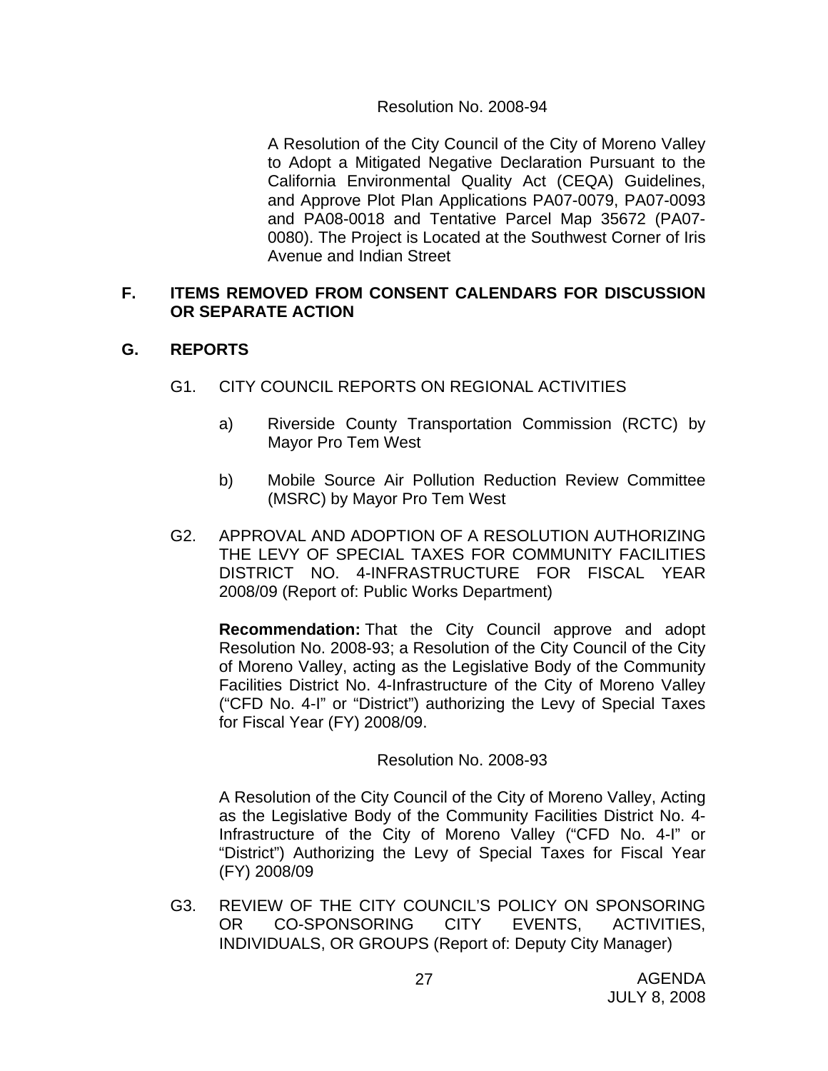Resolution No. 2008-94

A Resolution of the City Council of the City of Moreno Valley to Adopt a Mitigated Negative Declaration Pursuant to the California Environmental Quality Act (CEQA) Guidelines, and Approve Plot Plan Applications PA07-0079, PA07-0093 and PA08-0018 and Tentative Parcel Map 35672 (PA07-0080). The Project is Located at the Southwest Corner of Iris Avenue and Indian Street

## F. ITEMS REMOVED FROM CONSENT CALENDARS FOR DISCUSSION OR SEPARATE ACTION

## G. REPORTS

G1. CITY COUNCIL REPORTS ON REGIONAL ACTIVITIES

a) Riverside County Transportation Commission (RCTC) by Mayor Pro Tem West

b) Mobile Source Air Pollution Reduction Review Committee (MSRC) by Mayor Pro Tem West

G2. APPROVAL AND ADOPTION OF A RESOLUTION AUTHORIZING THE LEVY OF SPECIAL TAXES FOR COMMUNITY FACILITIES DISTRICT NO. 4-INFRASTRUCTURE FOR FISCAL YEAR 2008/09 (Report of: Public Works Department)

**Recommendation:** That the City Council approve and adopt Resolution No. 2008-93; a Resolution of the City Council of the City of Moreno Valley, acting as the Legislative Body of the Community Facilities District No. 4-Infrastructure of the City of Moreno Valley ("CFD No. 4-I" or "District") authorizing the Levy of Special Taxes for Fiscal Year (FY) 2008/09.

Resolution No. 2008-93

A Resolution of the City Council of the City of Moreno Valley, Acting as the Legislative Body of the Community Facilities District No. 4-Infrastructure of the City of Moreno Valley ("CFD No. 4-I" or "District") Authorizing the Levy of Special Taxes for Fiscal Year (FY) 2008/09

G3. REVIEW OF THE CITY COUNCIL'S POLICY ON SPONSORING OR CO-SPONSORING CITY EVENTS, ACTIVITIES, INDIVIDUALS, OR GROUPS (Report of: Deputy City Manager)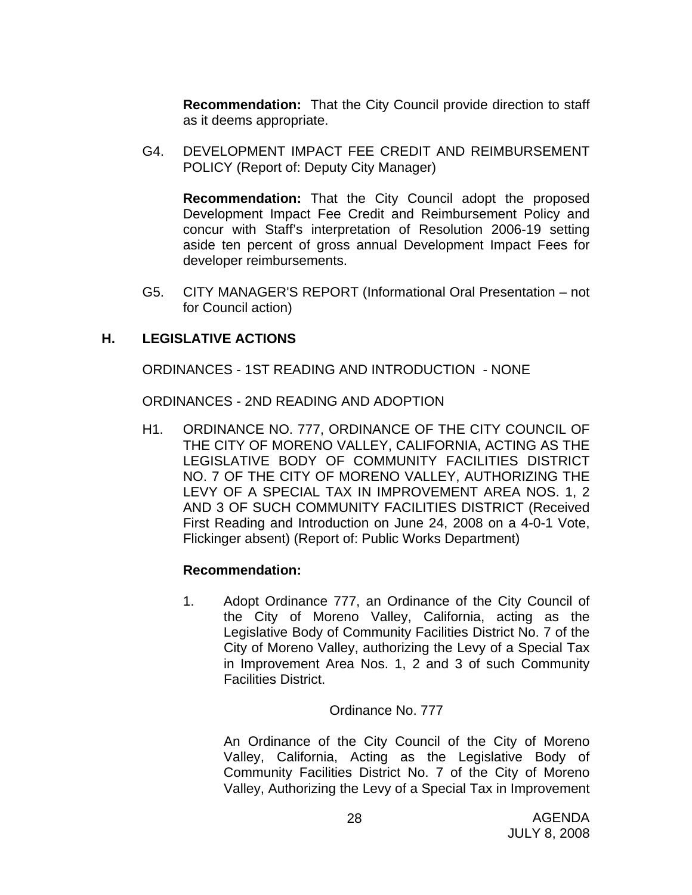**Recommendation:** That the City Council provide direction to staff as it deems appropriate.

G4. DEVELOPMENT IMPACT FEE CREDIT AND REIMBURSEMENT POLICY (Report of: Deputy City Manager)

**Recommendation:** That the City Council adopt the proposed Development Impact Fee Credit and Reimbursement Policy and concur with Staff's interpretation of Resolution 2006-19 setting aside ten percent of gross annual Development Impact Fees for developer reimbursements.

G5. CITY MANAGER'S REPORT (Informational Oral Presentation – not for Council action)

## H. LEGISLATIVE ACTIONS

ORDINANCES - 1ST READING AND INTRODUCTION - NONE

ORDINANCES - 2ND READING AND ADOPTION

H1. ORDINANCE NO. 777, ORDINANCE OF THE CITY COUNCIL OF THE CITY OF MORENO VALLEY, CALIFORNIA, ACTING AS THE LEGISLATIVE BODY OF COMMUNITY FACILITIES DISTRICT NO. 7 OF THE CITY OF MORENO VALLEY, AUTHORIZING THE LEVY OF A SPECIAL TAX IN IMPROVEMENT AREA NOS. 1, 2 AND 3 OF SUCH COMMUNITY FACILITIES DISTRICT (Received First Reading and Introduction on June 24, 2008 on a 4-0-1 Vote, Flickinger absent) (Report of: Public Works Department)

**Recommendation:**

1. Adopt Ordinance 777, an Ordinance of the City Council of the City of Moreno Valley, California, acting as the Legislative Body of Community Facilities District No. 7 of the City of Moreno Valley, authorizing the Levy of a Special Tax in Improvement Area Nos. 1, 2 and 3 of such Community Facilities District.

Ordinance No. 777

An Ordinance of the City Council of the City of Moreno Valley, California, Acting as the Legislative Body of Community Facilities District No. 7 of the City of Moreno Valley, Authorizing the Levy of a Special Tax in Improvement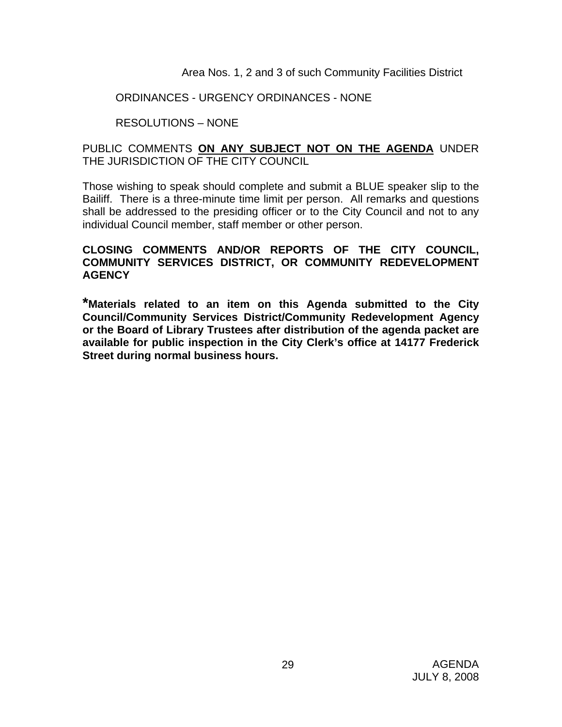Area Nos. 1, 2 and 3 of such Community Facilities District

ORDINANCES - URGENCY ORDINANCES - NONE

RESOLUTIONS – NONE

PUBLIC COMMENTS **ON ANY SUBJECT NOT ON THE AGENDA** UNDER THE JURISDICTION OF THE CITY COUNCIL

Those wishing to speak should complete and submit a BLUE speaker slip to the Bailiff. There is a three-minute time limit per person. All remarks and questions shall be addressed to the presiding officer or to the City Council and not to any individual Council member, staff member or other person.

**CLOSING COMMENTS AND/OR REPORTS OF THE CITY COUNCIL, COMMUNITY SERVICES DISTRICT, OR COMMUNITY REDEVELOPMENT AGENCY**

**\*Materials related to an item on this Agenda submitted to the City Council/Community Services District/Community Redevelopment Agency or the Board of Library Trustees after distribution of the agenda packet are available for public inspection in the City Clerk's office at 14177 Frederick Street during normal business hours.**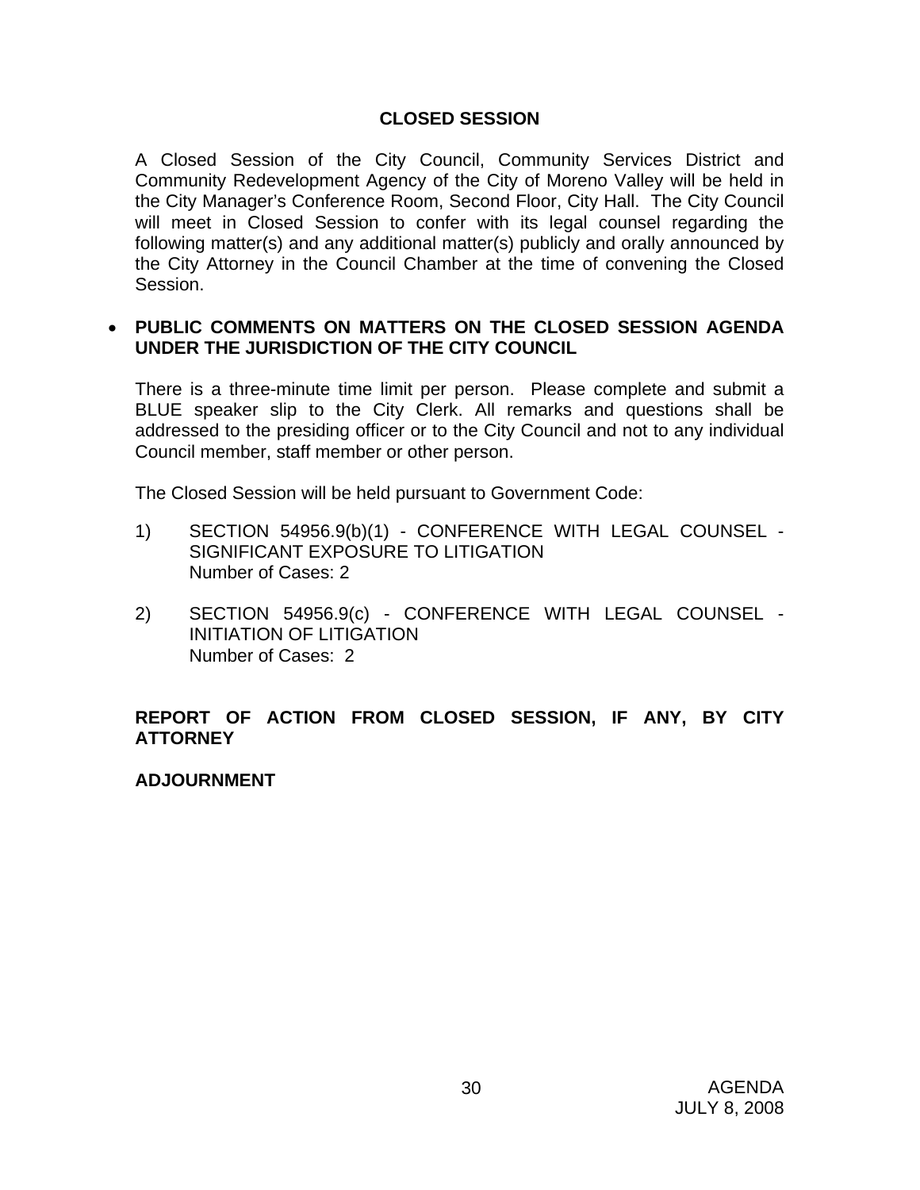## CLOSED SESSION

A Closed Session of the City Council, Community Services District and Community Redevelopment Agency of the City of Moreno Valley will be held in the City Manager's Conference Room, Second Floor, City Hall. The City Council will meet in Closed Session to confer with its legal counsel regarding the following matter(s) and any additional matter(s) publicly and orally announced by the City Attorney in the Council Chamber at the time of convening the Closed Session.

- **PUBLIC COMMENTS ON MATTERS ON THE CLOSED SESSION AGENDA UNDER THE JURISDICTION OF THE CITY COUNCIL**

  There is a three-minute time limit per person. Please complete and submit a BLUE speaker slip to the City Clerk. All remarks and questions shall be addressed to the presiding officer or to the City Council and not to any individual Council member, staff member or other person.

  The Closed Session will be held pursuant to Government Code:

  1) SECTION 54956.9(b)(1) - CONFERENCE WITH LEGAL COUNSEL - SIGNIFICANT EXPOSURE TO LITIGATION
     Number of Cases: 2

  2) SECTION 54956.9(c) - CONFERENCE WITH LEGAL COUNSEL - INITIATION OF LITIGATION
     Number of Cases: 2

**REPORT OF ACTION FROM CLOSED SESSION, IF ANY, BY CITY ATTORNEY**

**ADJOURNMENT**